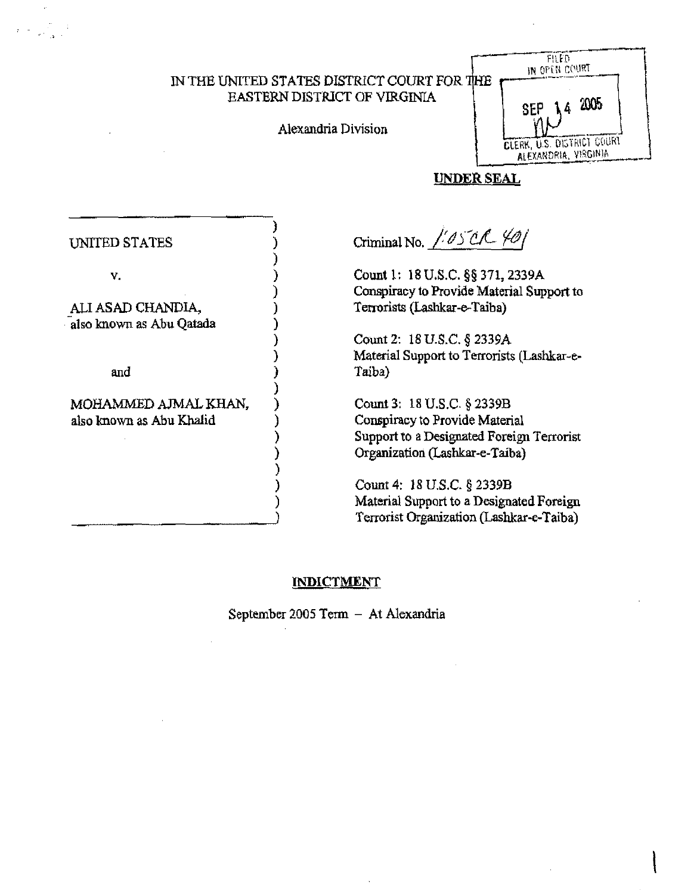IN THE UNITED STATES DISTRICT COURT FOR THE EASTERN DISTRICT OF VIRGINIA

Alexandria Division

FILED IN OPEN COURT
SEP 14 2005
CLERK, U.S. DISTRICT COURT ALEXANDRIA, VIRGINIA

**UNDER SEAL**

UNITED STATES

v.

ALI ASAD CHANDIA, also known as Abu Qatada

and

MOHAMMED AJMAL KHAN, also known as Abu Khalid

Criminal No. 1:05CR 401

Count 1: 18 U.S.C. §§ 371, 2339A
Conspiracy to Provide Material Support to Terrorists (Lashkar-e-Taiba)

Count 2: 18 U.S.C. § 2339A
Material Support to Terrorists (Lashkar-e-Taiba)

Count 3: 18 U.S.C. § 2339B
Conspiracy to Provide Material Support to a Designated Foreign Terrorist Organization (Lashkar-e-Taiba)

Count 4: 18 U.S.C. § 2339B
Material Support to a Designated Foreign Terrorist Organization (Lashkar-e-Taiba)

**INDICTMENT**

September 2005 Term – At Alexandria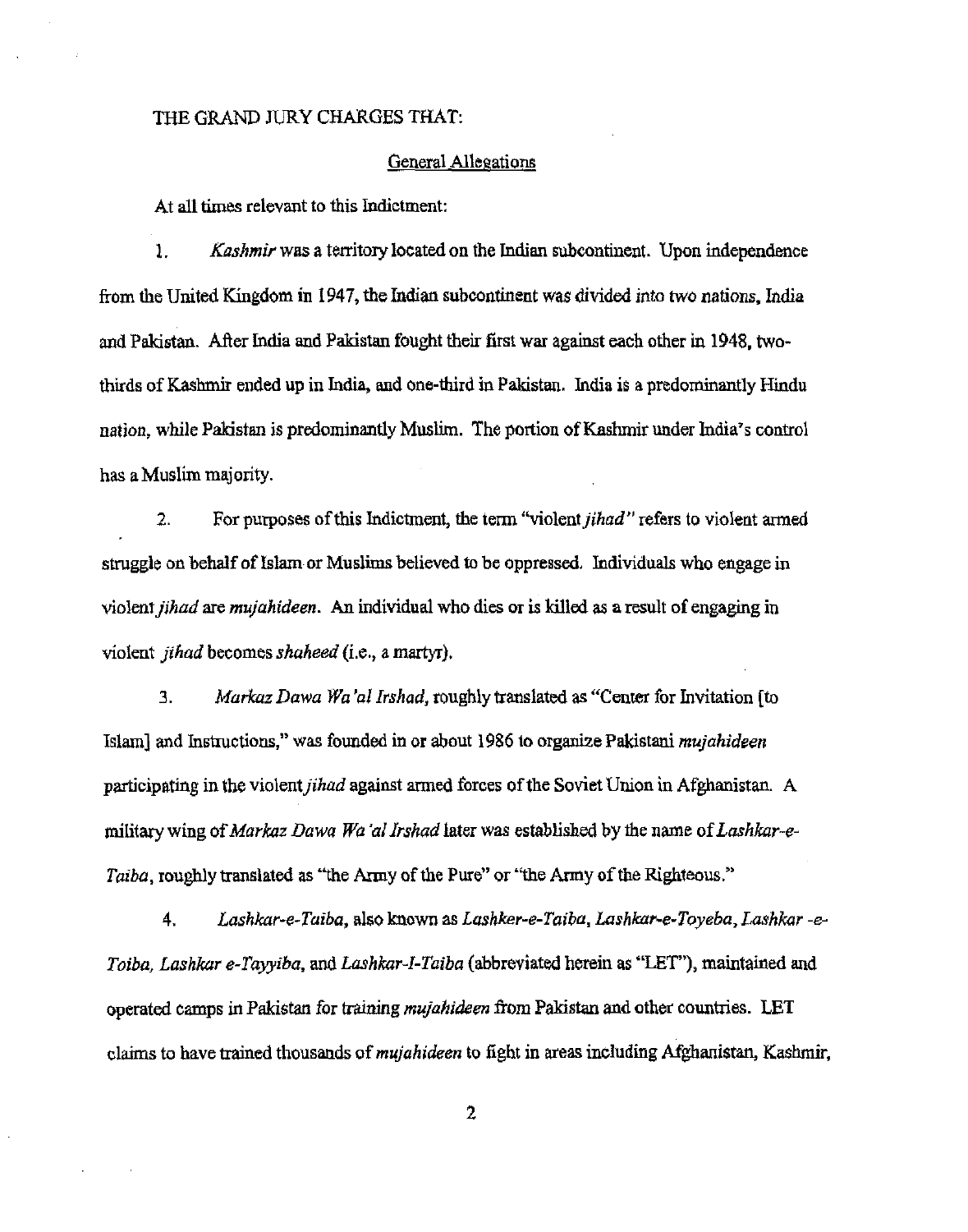THE GRAND JURY CHARGES THAT:

General Allegations

At all times relevant to this Indictment:

1. *Kashmir* was a territory located on the Indian subcontinent. Upon independence from the United Kingdom in 1947, the Indian subcontinent was divided into two nations, India and Pakistan. After India and Pakistan fought their first war against each other in 1948, two-thirds of Kashmir ended up in India, and one-third in Pakistan. India is a predominantly Hindu nation, while Pakistan is predominantly Muslim. The portion of Kashmir under India's control has a Muslim majority.

2. For purposes of this Indictment, the term "violent *jihad*" refers to violent armed struggle on behalf of Islam or Muslims believed to be oppressed. Individuals who engage in violent *jihad* are *mujahideen*. An individual who dies or is killed as a result of engaging in violent *jihad* becomes *shaheed* (i.e., a martyr).

3. *Markaz Dawa Wa'al Irshad*, roughly translated as "Center for Invitation [to Islam] and Instructions," was founded in or about 1986 to organize Pakistani *mujahideen* participating in the violent *jihad* against armed forces of the Soviet Union in Afghanistan. A military wing of *Markaz Dawa Wa'al Irshad* later was established by the name of *Lashkar-e-Taiba*, roughly translated as "the Army of the Pure" or "the Army of the Righteous."

4. *Lashkar-e-Taiba*, also known as *Lashker-e-Taiba*, *Lashkar-e-Toyeba*, *Lashkar -e-Toiba*, *Lashkar e-Tayyiba*, and *Lashkar-I-Taiba* (abbreviated herein as "LET"), maintained and operated camps in Pakistan for training *mujahideen* from Pakistan and other countries. LET claims to have trained thousands of *mujahideen* to fight in areas including Afghanistan, Kashmir,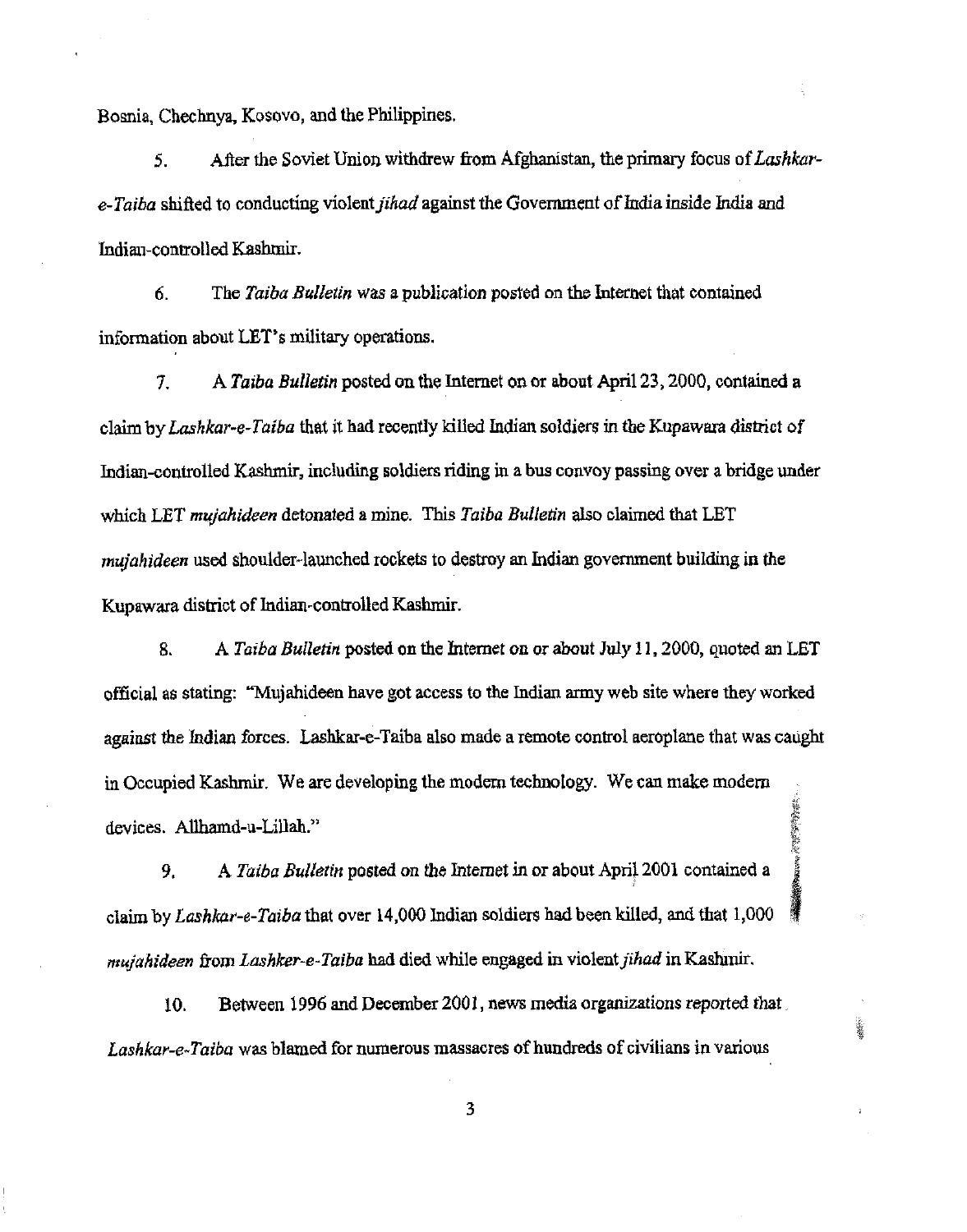Bosnia, Chechnya, Kosovo, and the Philippines.

5. After the Soviet Union withdrew from Afghanistan, the primary focus of *Lashkar-e-Taiba* shifted to conducting violent *jihad* against the Government of India inside India and Indian-controlled Kashmir.

6. The *Taiba Bulletin* was a publication posted on the Internet that contained information about LET's military operations.

7. A *Taiba Bulletin* posted on the Internet on or about April 23, 2000, contained a claim by *Lashkar-e-Taiba* that it had recently killed Indian soldiers in the Kupawara district of Indian-controlled Kashmir, including soldiers riding in a bus convoy passing over a bridge under which LET *mujahideen* detonated a mine. This *Taiba Bulletin* also claimed that LET *mujahideen* used shoulder-launched rockets to destroy an Indian government building in the Kupawara district of Indian-controlled Kashmir.

8. A *Taiba Bulletin* posted on the Internet on or about July 11, 2000, quoted an LET official as stating: "Mujahideen have got access to the Indian army web site where they worked against the Indian forces. Lashkar-e-Taiba also made a remote control aeroplane that was caught in Occupied Kashmir. We are developing the modern technology. We can make modern devices. Allhamd-u-Lillah."

9. A *Taiba Bulletin* posted on the Internet in or about April 2001 contained a claim by *Lashkar-e-Taiba* that over 14,000 Indian soldiers had been killed, and that 1,000 *mujahideen* from *Lashker-e-Taiba* had died while engaged in violent *jihad* in Kashmir.

10. Between 1996 and December 2001, news media organizations reported that *Lashkar-e-Taiba* was blamed for numerous massacres of hundreds of civilians in various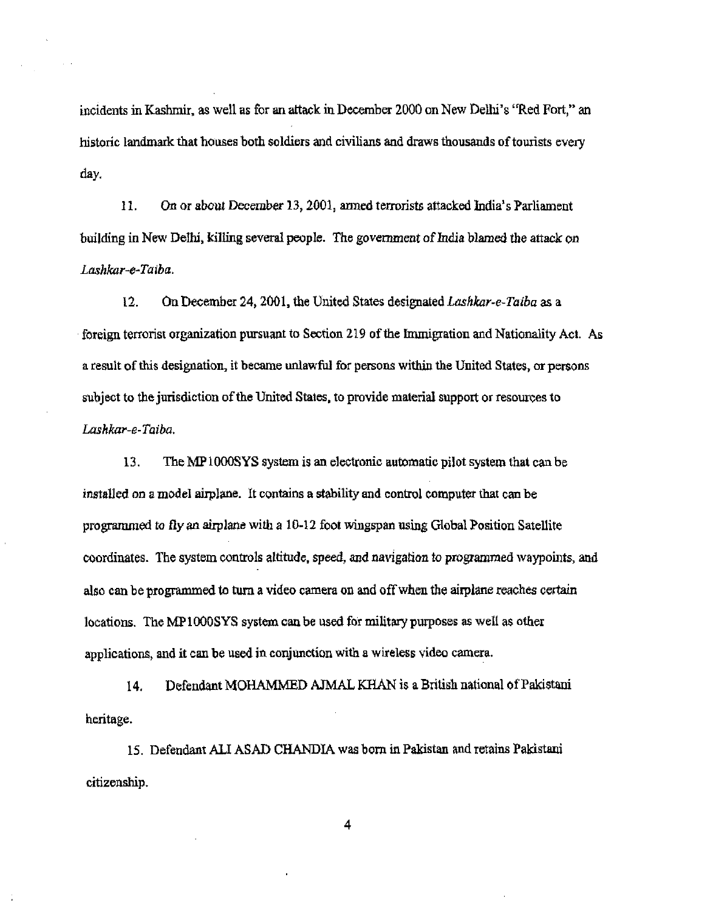incidents in Kashmir, as well as for an attack in December 2000 on New Delhi's "Red Fort," an historic landmark that houses both soldiers and civilians and draws thousands of tourists every day.

11. On or about December 13, 2001, armed terrorists attacked India's Parliament building in New Delhi, killing several people. The government of India blamed the attack on *Lashkar-e-Taiba*.

12. On December 24, 2001, the United States designated *Lashkar-e-Taiba* as a foreign terrorist organization pursuant to Section 219 of the Immigration and Nationality Act. As a result of this designation, it became unlawful for persons within the United States, or persons subject to the jurisdiction of the United States, to provide material support or resources to *Lashkar-e-Taiba*.

13. The MP1000SYS system is an electronic automatic pilot system that can be installed on a model airplane. It contains a stability and control computer that can be programmed to fly an airplane with a 10-12 foot wingspan using Global Position Satellite coordinates. The system controls altitude, speed, and navigation to programmed waypoints, and also can be programmed to turn a video camera on and off when the airplane reaches certain locations. The MP1000SYS system can be used for military purposes as well as other applications, and it can be used in conjunction with a wireless video camera.

14. Defendant MOHAMMED AJMAL KHAN is a British national of Pakistani heritage.

15. Defendant ALI ASAD CHANDIA was born in Pakistan and retains Pakistani citizenship.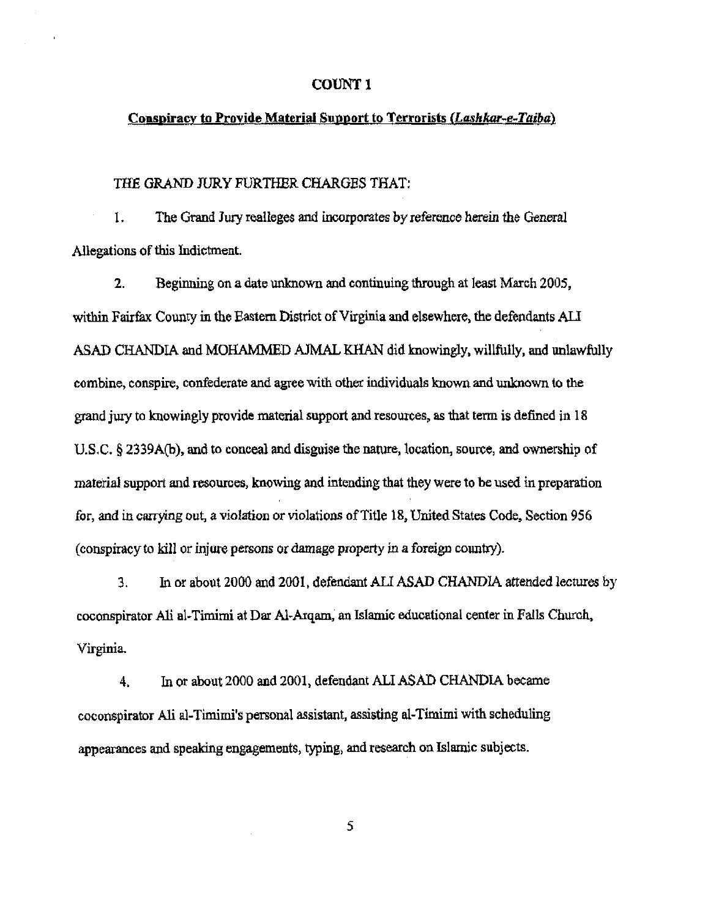## COUNT 1

**Conspiracy to Provide Material Support to Terrorists (*Lashkar-e-Taiba*)**

THE GRAND JURY FURTHER CHARGES THAT:

1. The Grand Jury realleges and incorporates by reference herein the General Allegations of this Indictment.

2. Beginning on a date unknown and continuing through at least March 2005, within Fairfax County in the Eastern District of Virginia and elsewhere, the defendants ALI ASAD CHANDIA and MOHAMMED AJMAL KHAN did knowingly, willfully, and unlawfully combine, conspire, confederate and agree with other individuals known and unknown to the grand jury to knowingly provide material support and resources, as that term is defined in 18 U.S.C. § 2339A(b), and to conceal and disguise the nature, location, source, and ownership of material support and resources, knowing and intending that they were to be used in preparation for, and in carrying out, a violation or violations of Title 18, United States Code, Section 956 (conspiracy to kill or injure persons or damage property in a foreign country).

3. In or about 2000 and 2001, defendant ALI ASAD CHANDIA attended lectures by coconspirator Ali al-Timimi at Dar Al-Arqam, an Islamic educational center in Falls Church, Virginia.

4. In or about 2000 and 2001, defendant ALI ASAD CHANDIA became coconspirator Ali al-Timimi's personal assistant, assisting al-Timimi with scheduling appearances and speaking engagements, typing, and research on Islamic subjects.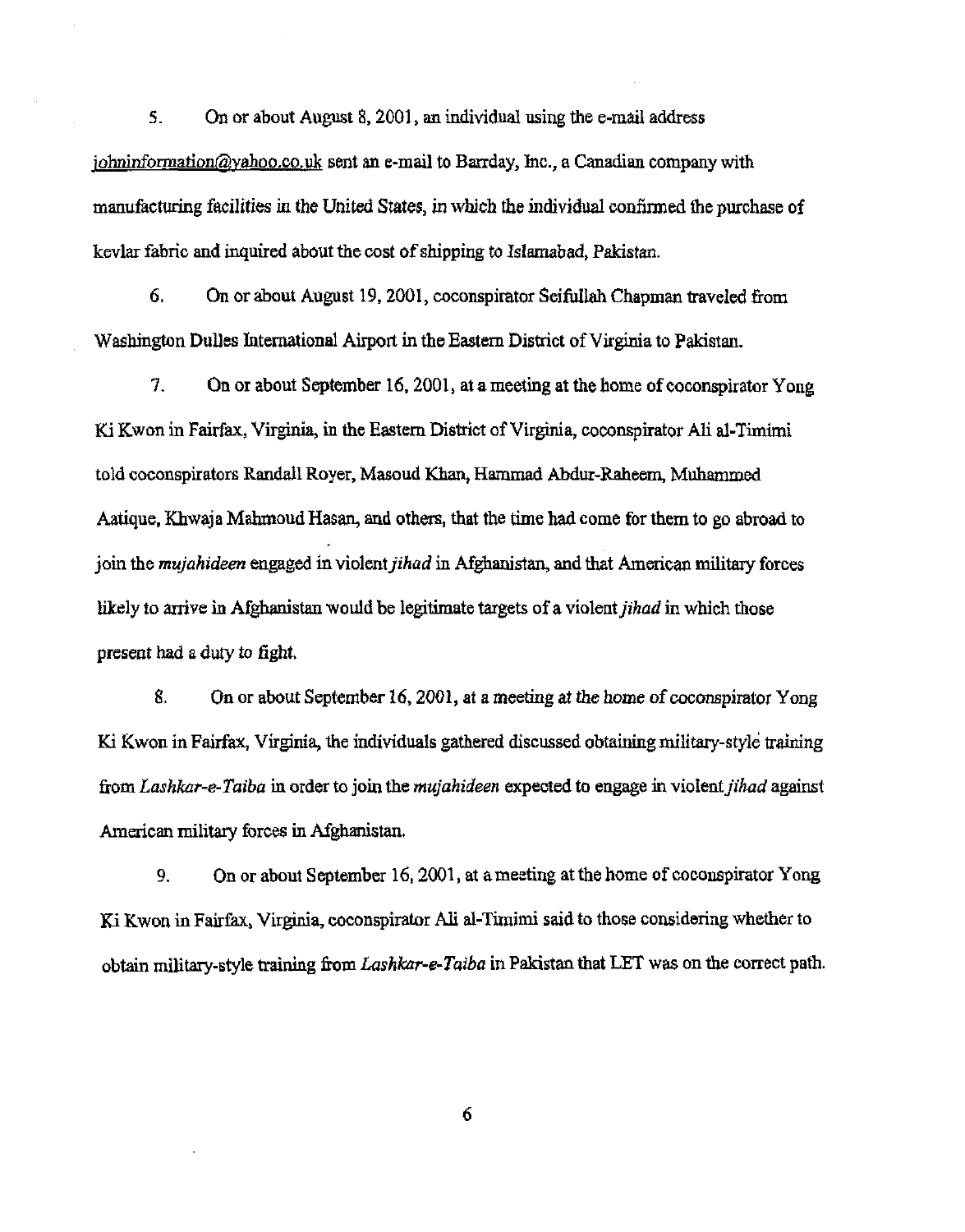5. On or about August 8, 2001, an individual using the e-mail address johninformation@yahoo.co.uk sent an e-mail to Barrday, Inc., a Canadian company with manufacturing facilities in the United States, in which the individual confirmed the purchase of kevlar fabric and inquired about the cost of shipping to Islamabad, Pakistan.

6. On or about August 19, 2001, coconspirator Seifullah Chapman traveled from Washington Dulles International Airport in the Eastern District of Virginia to Pakistan.

7. On or about September 16, 2001, at a meeting at the home of coconspirator Yong Ki Kwon in Fairfax, Virginia, in the Eastern District of Virginia, coconspirator Ali al-Timimi told coconspirators Randall Royer, Masoud Khan, Hammad Abdur-Raheem, Muhammed Aatique, Khwaja Mahmoud Hasan, and others, that the time had come for them to go abroad to join the *mujahideen* engaged in violent *jihad* in Afghanistan, and that American military forces likely to arrive in Afghanistan would be legitimate targets of a violent *jihad* in which those present had a duty to fight.

8. On or about September 16, 2001, at a meeting at the home of coconspirator Yong Ki Kwon in Fairfax, Virginia, the individuals gathered discussed obtaining military-style training from *Lashkar-e-Taiba* in order to join the *mujahideen* expected to engage in violent *jihad* against American military forces in Afghanistan.

9. On or about September 16, 2001, at a meeting at the home of coconspirator Yong Ki Kwon in Fairfax, Virginia, coconspirator Ali al-Timimi said to those considering whether to obtain military-style training from *Lashkar-e-Taiba* in Pakistan that LET was on the correct path.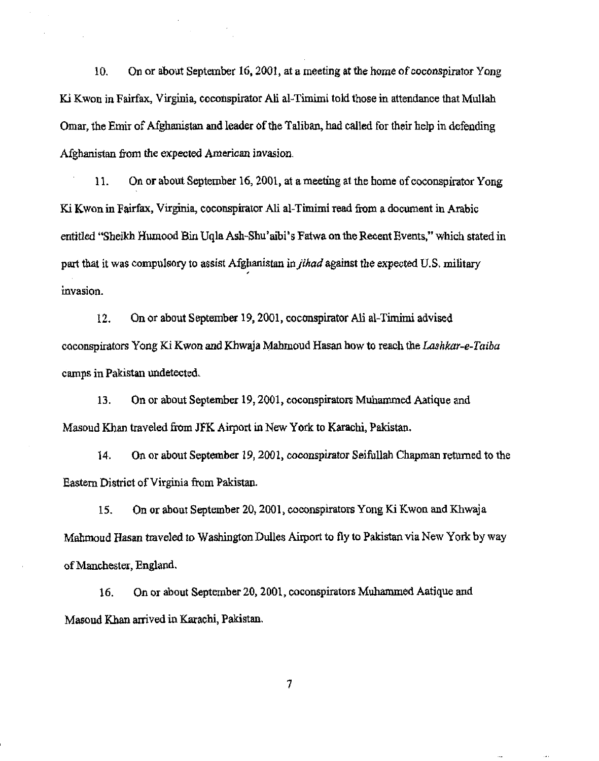10. On or about September 16, 2001, at a meeting at the home of coconspirator Yong Ki Kwon in Fairfax, Virginia, coconspirator Ali al-Timimi told those in attendance that Mullah Omar, the Emir of Afghanistan and leader of the Taliban, had called for their help in defending Afghanistan from the expected American invasion.

11. On or about September 16, 2001, at a meeting at the home of coconspirator Yong Ki Kwon in Fairfax, Virginia, coconspirator Ali al-Timimi read from a document in Arabic entitled "Sheikh Humood Bin Uqla Ash-Shu'aibi's Fatwa on the Recent Events," which stated in part that it was compulsory to assist Afghanistan in *jihad* against the expected U.S. military invasion.

12. On or about September 19, 2001, coconspirator Ali al-Timimi advised coconspirators Yong Ki Kwon and Khwaja Mahmoud Hasan how to reach the *Lashkar-e-Taiba* camps in Pakistan undetected.

13. On or about September 19, 2001, coconspirators Muhammed Aatique and Masoud Khan traveled from JFK Airport in New York to Karachi, Pakistan.

14. On or about September 19, 2001, coconspirator Seifullah Chapman returned to the Eastern District of Virginia from Pakistan.

15. On or about September 20, 2001, coconspirators Yong Ki Kwon and Khwaja Mahmoud Hasan traveled to Washington Dulles Airport to fly to Pakistan via New York by way of Manchester, England.

16. On or about September 20, 2001, coconspirators Muhammed Aatique and Masoud Khan arrived in Karachi, Pakistan.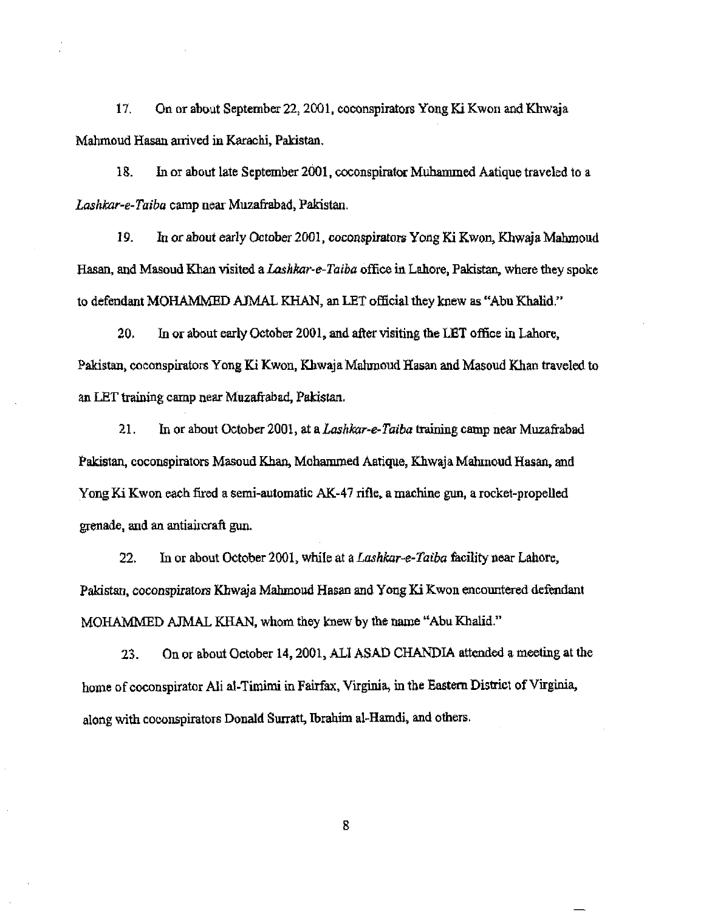17. On or about September 22, 2001, coconspirators Yong Ki Kwon and Khwaja Mahmoud Hasan arrived in Karachi, Pakistan.

18. In or about late September 2001, coconspirator Muhammed Aatique traveled to a *Lashkar-e-Taiba* camp near Muzafrabad, Pakistan.

19. In or about early October 2001, coconspirators Yong Ki Kwon, Khwaja Mahmoud Hasan, and Masoud Khan visited a *Lashkar-e-Taiba* office in Lahore, Pakistan, where they spoke to defendant MOHAMMED AJMAL KHAN, an LET official they knew as "Abu Khalid."

20. In or about early October 2001, and after visiting the LET office in Lahore, Pakistan, coconspirators Yong Ki Kwon, Khwaja Mahmoud Hasan and Masoud Khan traveled to an LET training camp near Muzafrabad, Pakistan.

21. In or about October 2001, at a *Lashkar-e-Taiba* training camp near Muzafrabad Pakistan, coconspirators Masoud Khan, Mohammed Aatique, Khwaja Mahmoud Hasan, and Yong Ki Kwon each fired a semi-automatic AK-47 rifle, a machine gun, a rocket-propelled grenade, and an antiaircraft gun.

22. In or about October 2001, while at a *Lashkar-e-Taiba* facility near Lahore, Pakistan, coconspirators Khwaja Mahmoud Hasan and Yong Ki Kwon encountered defendant MOHAMMED AJMAL KHAN, whom they knew by the name "Abu Khalid."

23. On or about October 14, 2001, ALI ASAD CHANDIA attended a meeting at the home of coconspirator Ali al-Timimi in Fairfax, Virginia, in the Eastern District of Virginia, along with coconspirators Donald Surratt, Ibrahim al-Hamdi, and others.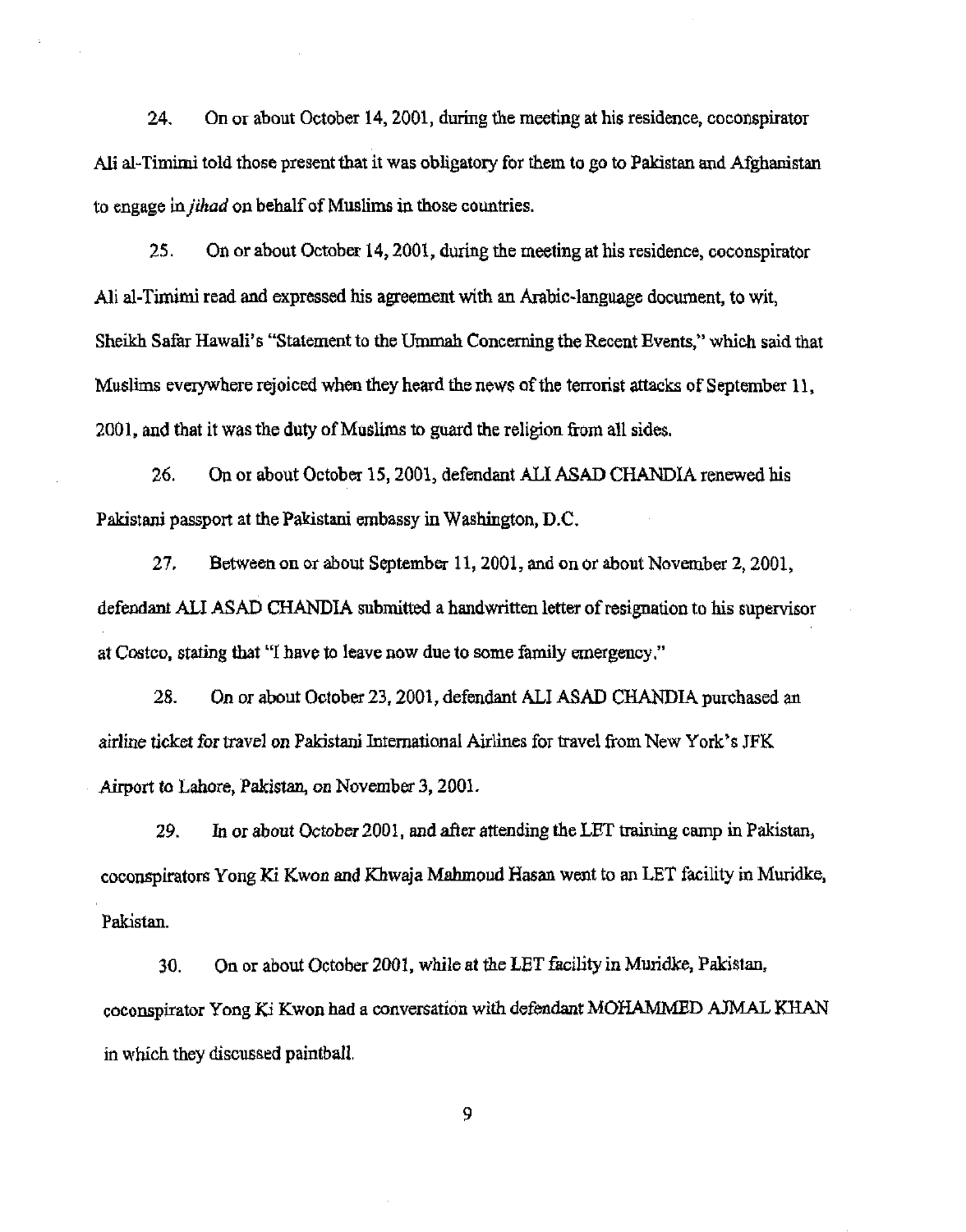24. On or about October 14, 2001, during the meeting at his residence, coconspirator Ali al-Timimi told those present that it was obligatory for them to go to Pakistan and Afghanistan to engage in *jihad* on behalf of Muslims in those countries.

25. On or about October 14, 2001, during the meeting at his residence, coconspirator Ali al-Timimi read and expressed his agreement with an Arabic-language document, to wit, Sheikh Safar Hawali's "Statement to the Ummah Concerning the Recent Events," which said that Muslims everywhere rejoiced when they heard the news of the terrorist attacks of September 11, 2001, and that it was the duty of Muslims to guard the religion from all sides.

26. On or about October 15, 2001, defendant ALI ASAD CHANDIA renewed his Pakistani passport at the Pakistani embassy in Washington, D.C.

27. Between on or about September 11, 2001, and on or about November 2, 2001, defendant ALI ASAD CHANDIA submitted a handwritten letter of resignation to his supervisor at Costco, stating that "I have to leave now due to some family emergency."

28. On or about October 23, 2001, defendant ALI ASAD CHANDIA purchased an airline ticket for travel on Pakistani International Airlines for travel from New York's JFK Airport to Lahore, Pakistan, on November 3, 2001.

29. In or about October 2001, and after attending the LET training camp in Pakistan, coconspirators Yong Ki Kwon and Khwaja Mahmoud Hasan went to an LET facility in Muridke, Pakistan.

30. On or about October 2001, while at the LET facility in Muridke, Pakistan, coconspirator Yong Ki Kwon had a conversation with defendant MOHAMMED AJMAL KHAN in which they discussed paintball.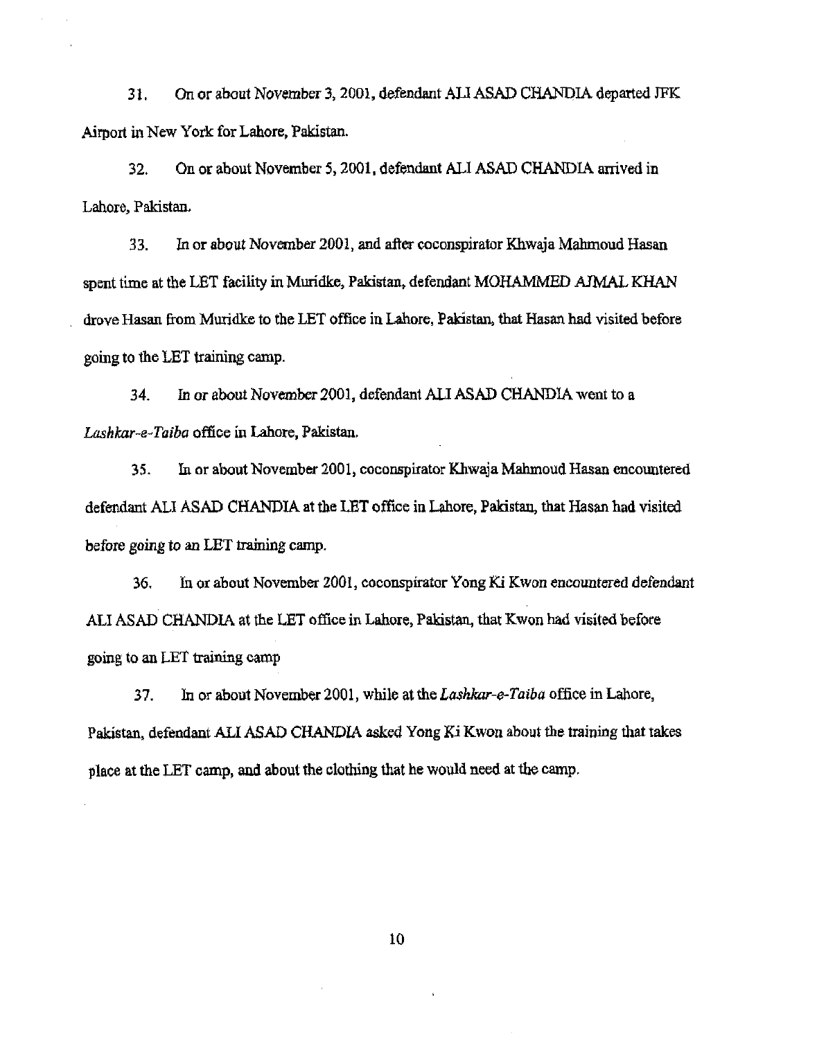31. On or about November 3, 2001, defendant ALI ASAD CHANDIA departed JFK Airport in New York for Lahore, Pakistan.

32. On or about November 5, 2001, defendant ALI ASAD CHANDIA arrived in Lahore, Pakistan.

33. In or about November 2001, and after coconspirator Khwaja Mahmoud Hasan spent time at the LET facility in Muridke, Pakistan, defendant MOHAMMED AJMAL KHAN drove Hasan from Muridke to the LET office in Lahore, Pakistan, that Hasan had visited before going to the LET training camp.

34. In or about November 2001, defendant ALI ASAD CHANDIA went to a *Lashkar-e-Taiba* office in Lahore, Pakistan.

35. In or about November 2001, coconspirator Khwaja Mahmoud Hasan encountered defendant ALI ASAD CHANDIA at the LET office in Lahore, Pakistan, that Hasan had visited before going to an LET training camp.

36. In or about November 2001, coconspirator Yong Ki Kwon encountered defendant ALI ASAD CHANDIA at the LET office in Lahore, Pakistan, that Kwon had visited before going to an LET training camp

37. In or about November 2001, while at the *Lashkar-e-Taiba* office in Lahore, Pakistan, defendant ALI ASAD CHANDIA asked Yong Ki Kwon about the training that takes place at the LET camp, and about the clothing that he would need at the camp.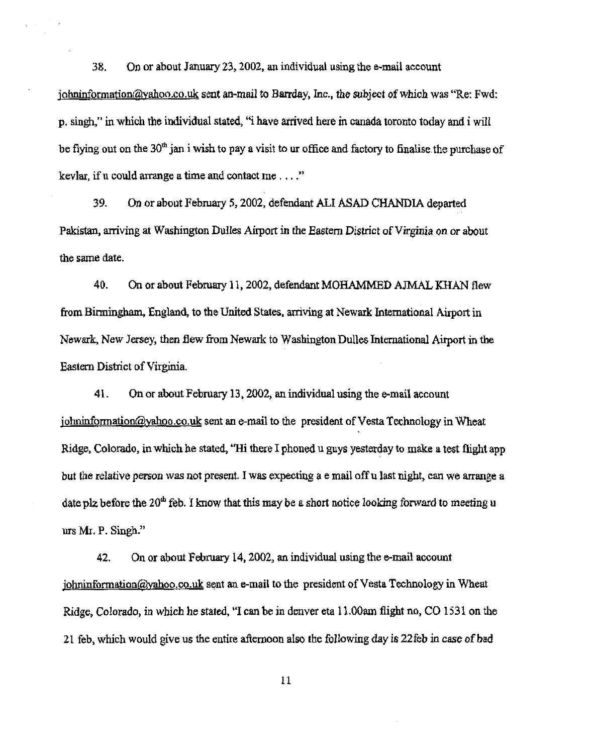38. On or about January 23, 2002, an individual using the e-mail account johninformation@yahoo.co.uk sent an-mail to Barrday, Inc., the subject of which was "Re: Fwd: p. singh," in which the individual stated, "i have arrived here in canada toronto today and i will be flying out on the 30th jan i wish to pay a visit to ur office and factory to finalise the purchase of kevlar, if u could arrange a time and contact me . . . ."

39. On or about February 5, 2002, defendant ALI ASAD CHANDIA departed Pakistan, arriving at Washington Dulles Airport in the Eastern District of Virginia on or about the same date.

40. On or about February 11, 2002, defendant MOHAMMED AJMAL KHAN flew from Birmingham, England, to the United States, arriving at Newark International Airport in Newark, New Jersey, then flew from Newark to Washington Dulles International Airport in the Eastern District of Virginia.

41. On or about February 13, 2002, an individual using the e-mail account johninformation@yahoo.co.uk sent an e-mail to the president of Vesta Technology in Wheat Ridge, Colorado, in which he stated, "Hi there I phoned u guys yesterday to make a test flight app but the relative person was not present. I was expecting a e mail off u last night, can we arrange a date plz before the 20th feb. I know that this may be a short notice looking forward to meeting u urs Mr. P. Singh."

42. On or about February 14, 2002, an individual using the e-mail account johninformation@yahoo.co.uk sent an e-mail to the president of Vesta Technology in Wheat Ridge, Colorado, in which he stated, "I can be in denver eta 11.00am flight no, CO 1531 on the 21 feb, which would give us the entire afternoon also the following day is 22feb in case of bad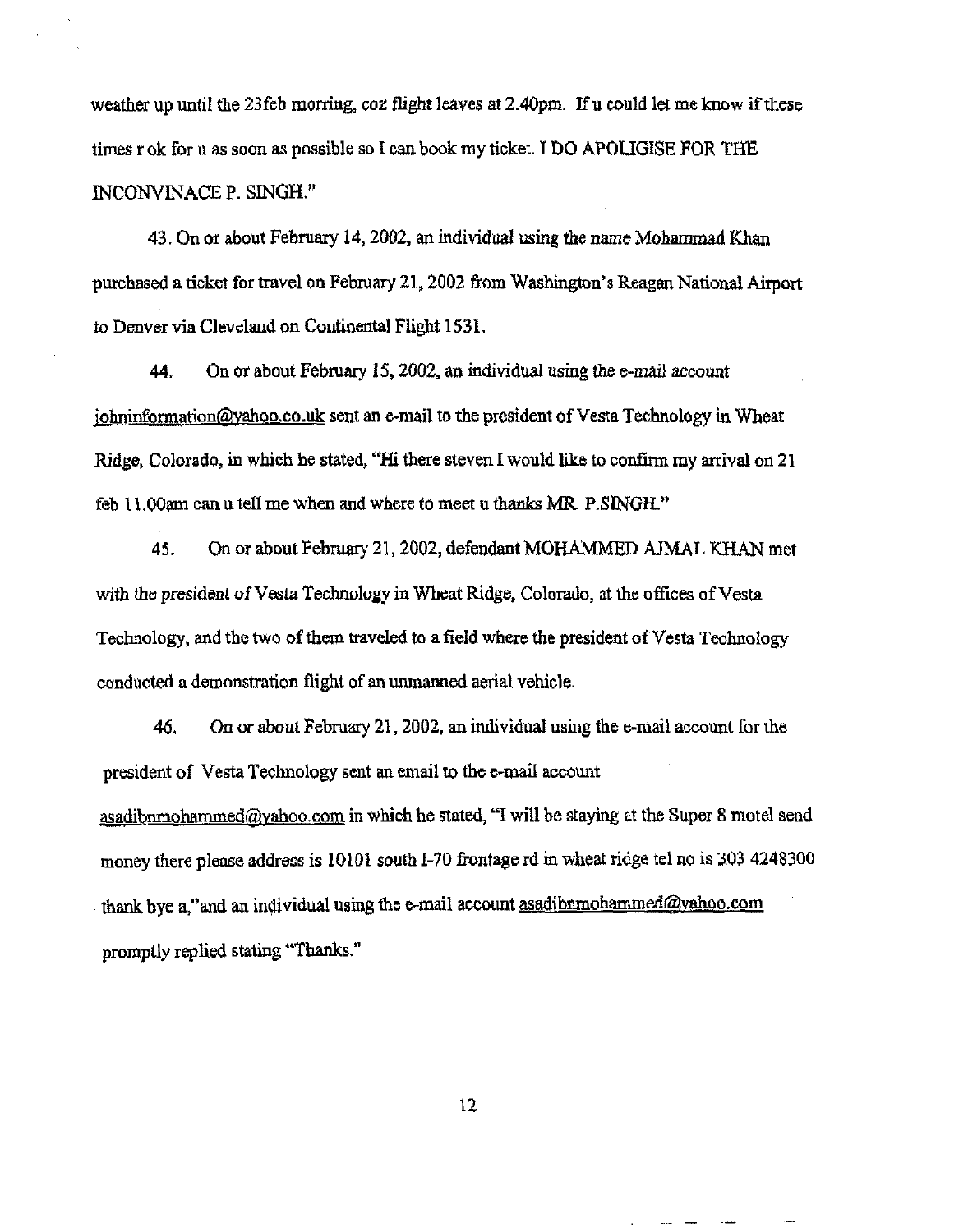weather up until the 23feb morring, coz flight leaves at 2.40pm. If u could let me know if these times r ok for u as soon as possible so I can book my ticket. I DO APOLIGISE FOR THE INCONVINACE P. SINGH."

43. On or about February 14, 2002, an individual using the name Mohammad Khan purchased a ticket for travel on February 21, 2002 from Washington's Reagan National Airport to Denver via Cleveland on Continental Flight 1531.

44. On or about February 15, 2002, an individual using the e-mail account johninformation@yahoo.co.uk sent an e-mail to the president of Vesta Technology in Wheat Ridge, Colorado, in which he stated, "Hi there steven I would like to confirm my arrival on 21 feb 11.00am can u tell me when and where to meet u thanks MR. P.SINGH."

45. On or about February 21, 2002, defendant MOHAMMED AJMAL KHAN met with the president of Vesta Technology in Wheat Ridge, Colorado, at the offices of Vesta Technology, and the two of them traveled to a field where the president of Vesta Technology conducted a demonstration flight of an unmanned aerial vehicle.

46. On or about February 21, 2002, an individual using the e-mail account for the president of Vesta Technology sent an email to the e-mail account asadibnmohammed@yahoo.com in which he stated, "I will be staying at the Super 8 motel send money there please address is 10101 south I-70 frontage rd in wheat ridge tel no is 303 4248300 thank bye a,"and an individual using the e-mail account asadibnmohammed@yahoo.com promptly replied stating "Thanks."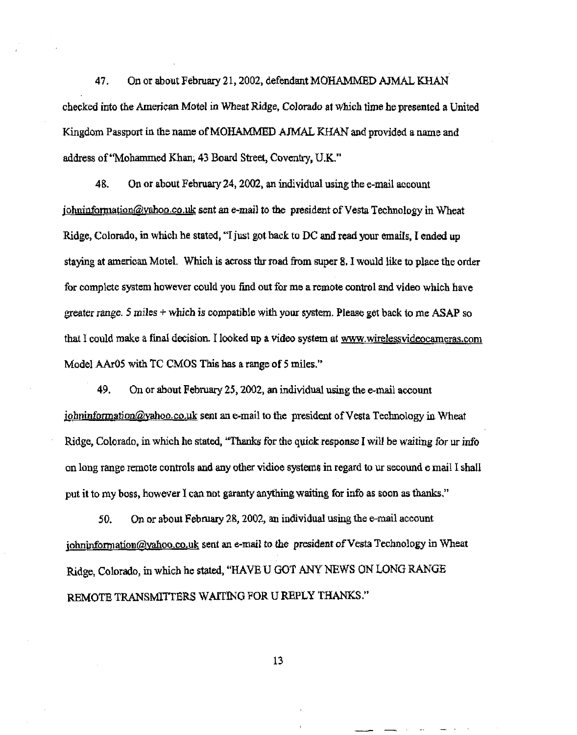47. On or about February 21, 2002, defendant MOHAMMED AJMAL KHAN checked into the American Motel in Wheat Ridge, Colorado at which time he presented a United Kingdom Passport in the name of MOHAMMED AJMAL KHAN and provided a name and address of "Mohammed Khan, 43 Board Street, Coventry, U.K."

48. On or about February 24, 2002, an individual using the e-mail account johninformation@yahoo.co.uk sent an e-mail to the president of Vesta Technology in Wheat Ridge, Colorado, in which he stated, "I just got back to DC and read your emails, I ended up staying at american Motel. Which is across thr road from super 8. I would like to place the order for complete system however could you find out for me a remote control and video which have greater range. 5 miles + which is compatible with your system. Please get back to me ASAP so that I could make a final decision. I looked up a video system at www.wirelessvideocameras.com Model AAr05 with TC CMOS This has a range of 5 miles."

49. On or about February 25, 2002, an individual using the e-mail account johninformation@yahoo.co.uk sent an e-mail to the president of Vesta Technology in Wheat Ridge, Colorado, in which he stated, "Thanks for the quick response I will be waiting for ur info on long range remote controls and any other vidioe systems in regard to ur secound e mail I shall put it to my boss, however I can not garanty anything waiting for info as soon as thanks."

50. On or about February 28, 2002, an individual using the e-mail account johninformation@yahoo.co.uk sent an e-mail to the president of Vesta Technology in Wheat Ridge, Colorado, in which he stated, "HAVE U GOT ANY NEWS ON LONG RANGE REMOTE TRANSMITTERS WAITING FOR U REPLY THANKS."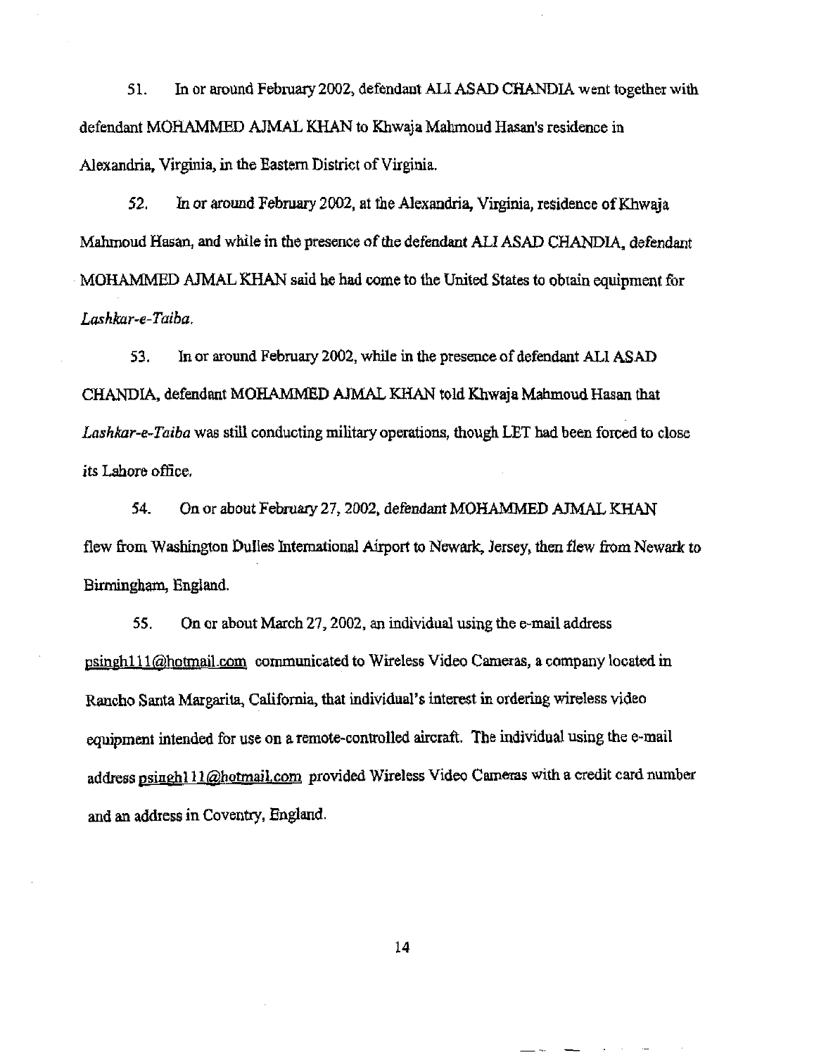51. In or around February 2002, defendant ALI ASAD CHANDIA went together with defendant MOHAMMED AJMAL KHAN to Khwaja Mahmoud Hasan's residence in Alexandria, Virginia, in the Eastern District of Virginia.

52. In or around February 2002, at the Alexandria, Virginia, residence of Khwaja Mahmoud Hasan, and while in the presence of the defendant ALI ASAD CHANDIA, defendant MOHAMMED AJMAL KHAN said he had come to the United States to obtain equipment for *Lashkar-e-Taiba*.

53. In or around February 2002, while in the presence of defendant ALI ASAD CHANDIA, defendant MOHAMMED AJMAL KHAN told Khwaja Mahmoud Hasan that *Lashkar-e-Taiba* was still conducting military operations, though LET had been forced to close its Lahore office.

54. On or about February 27, 2002, defendant MOHAMMED AJMAL KHAN flew from Washington Dulles International Airport to Newark, Jersey, then flew from Newark to Birmingham, England.

55. On or about March 27, 2002, an individual using the e-mail address psingh111@hotmail.com communicated to Wireless Video Cameras, a company located in Rancho Santa Margarita, California, that individual's interest in ordering wireless video equipment intended for use on a remote-controlled aircraft. The individual using the e-mail address psingh111@hotmail.com provided Wireless Video Cameras with a credit card number and an address in Coventry, England.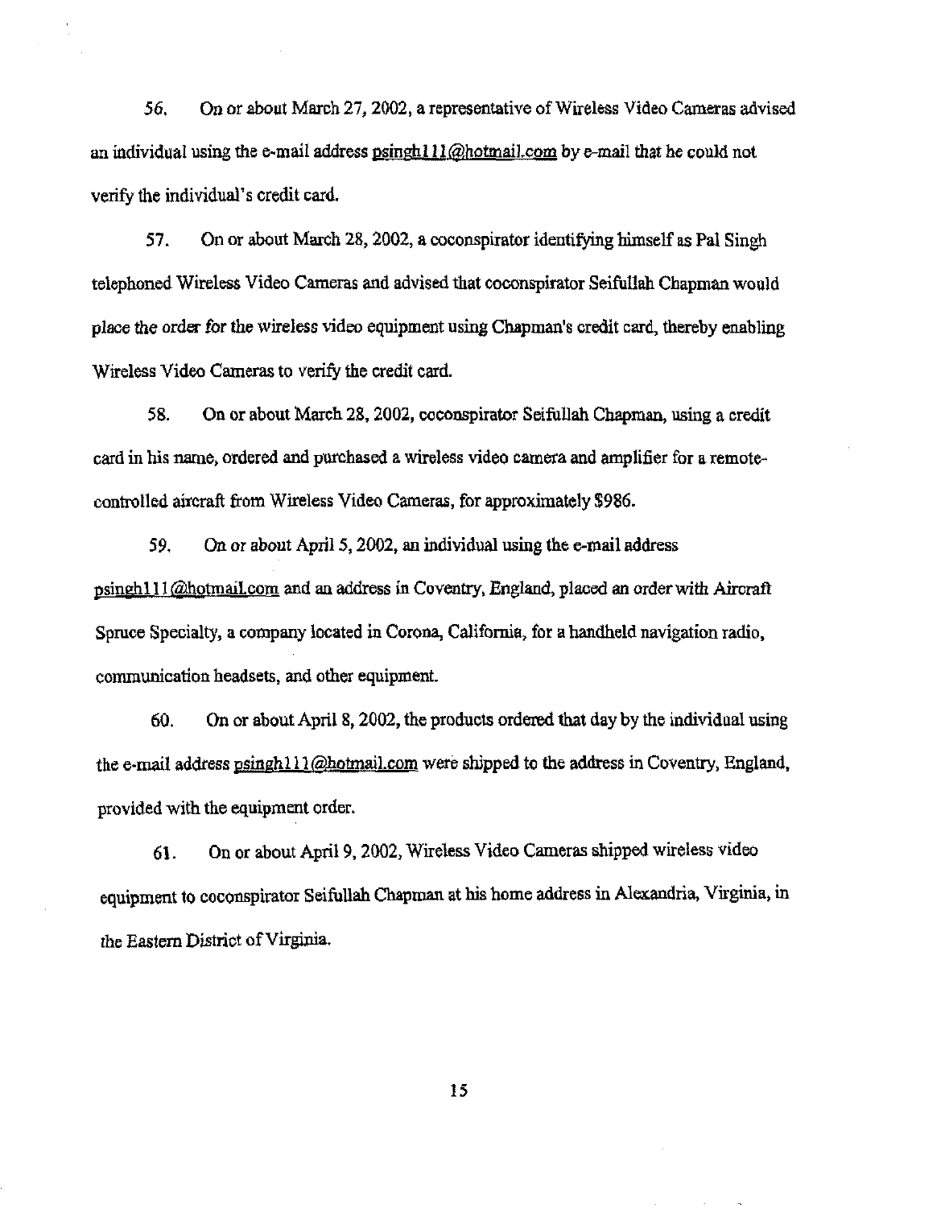56. On or about March 27, 2002, a representative of Wireless Video Cameras advised an individual using the e-mail address psingh111@hotmail.com by e-mail that he could not verify the individual's credit card.

57. On or about March 28, 2002, a coconspirator identifying himself as Pal Singh telephoned Wireless Video Cameras and advised that coconspirator Seifullah Chapman would place the order for the wireless video equipment using Chapman's credit card, thereby enabling Wireless Video Cameras to verify the credit card.

58. On or about March 28, 2002, coconspirator Seifullah Chapman, using a credit card in his name, ordered and purchased a wireless video camera and amplifier for a remote-controlled aircraft from Wireless Video Cameras, for approximately $986.

59. On or about April 5, 2002, an individual using the e-mail address psingh111@hotmail.com and an address in Coventry, England, placed an order with Aircraft Spruce Specialty, a company located in Corona, California, for a handheld navigation radio, communication headsets, and other equipment.

60. On or about April 8, 2002, the products ordered that day by the individual using the e-mail address psingh111@hotmail.com were shipped to the address in Coventry, England, provided with the equipment order.

61. On or about April 9, 2002, Wireless Video Cameras shipped wireless video equipment to coconspirator Seifullah Chapman at his home address in Alexandria, Virginia, in the Eastern District of Virginia.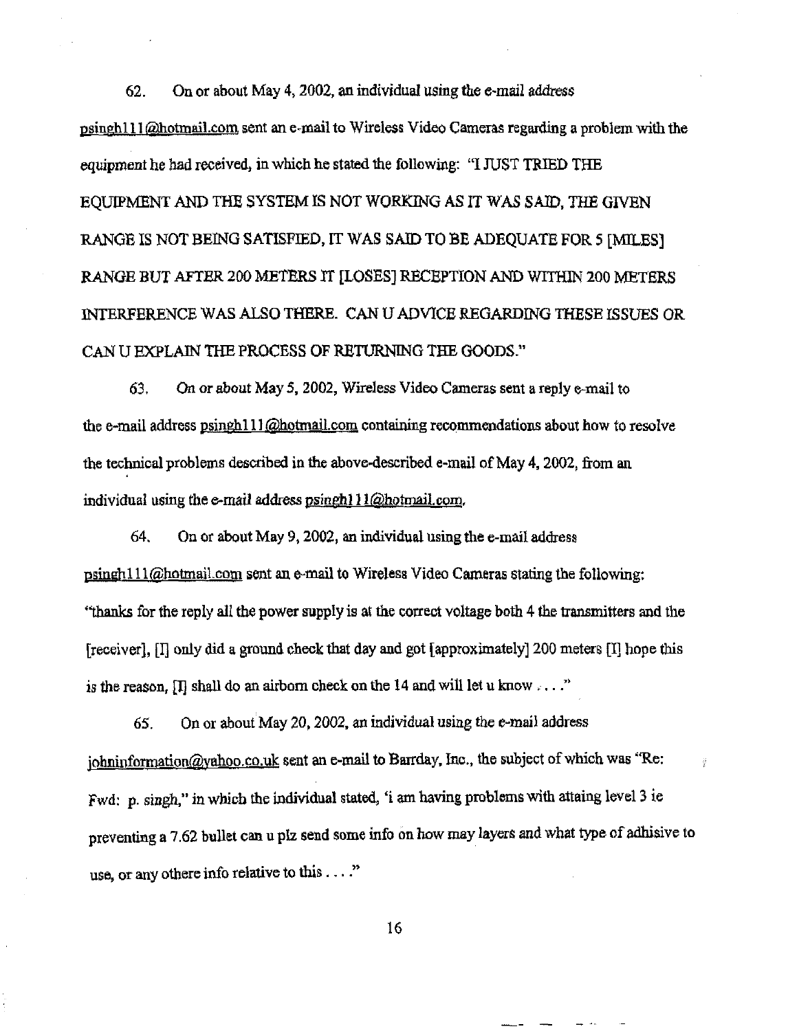62. On or about May 4, 2002, an individual using the e-mail address psingh111@hotmail.com sent an e-mail to Wireless Video Cameras regarding a problem with the equipment he had received, in which he stated the following: "I JUST TRIED THE EQUIPMENT AND THE SYSTEM IS NOT WORKING AS IT WAS SAID, THE GIVEN RANGE IS NOT BEING SATISFIED, IT WAS SAID TO BE ADEQUATE FOR 5 [MILES] RANGE BUT AFTER 200 METERS IT [LOSES] RECEPTION AND WITHIN 200 METERS INTERFERENCE WAS ALSO THERE. CAN U ADVICE REGARDING THESE ISSUES OR CAN U EXPLAIN THE PROCESS OF RETURNING THE GOODS."

63. On or about May 5, 2002, Wireless Video Cameras sent a reply e-mail to the e-mail address psingh111@hotmail.com containing recommendations about how to resolve the technical problems described in the above-described e-mail of May 4, 2002, from an individual using the e-mail address psingh111@hotmail.com.

64. On or about May 9, 2002, an individual using the e-mail address psingh111@hotmail.com sent an e-mail to Wireless Video Cameras stating the following: "thanks for the reply all the power supply is at the correct voltage both 4 the transmitters and the [receiver], [I] only did a ground check that day and got [approximately] 200 meters [I] hope this is the reason, [I] shall do an airborn check on the 14 and will let u know . . . ."

65. On or about May 20, 2002, an individual using the e-mail address johninformation@yahoo.co.uk sent an e-mail to Barrday, Inc., the subject of which was "Re: Fwd: p. singh," in which the individual stated, 'i am having problems with attaing level 3 ie preventing a 7.62 bullet can u plz send some info on how may layers and what type of adhisive to use, or any othere info relative to this . . . ."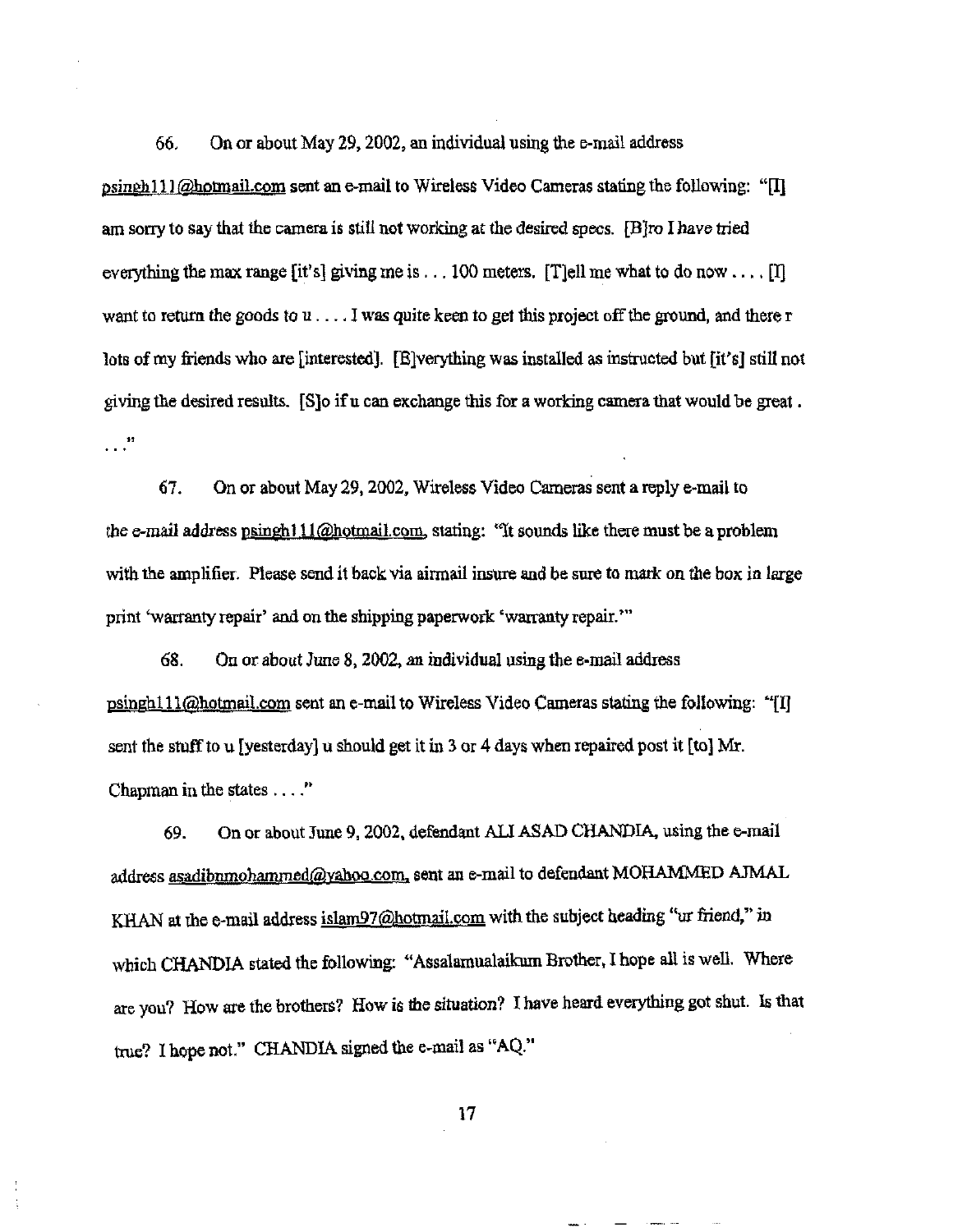66. On or about May 29, 2002, an individual using the e-mail address psingh111@hotmail.com sent an e-mail to Wireless Video Cameras stating the following: "[I] am sorry to say that the camera is still not working at the desired specs. [B]ro I have tried everything the max range [it's] giving me is . . . 100 meters. [T]ell me what to do now . . . . [I] want to return the goods to u . . . . I was quite keen to get this project off the ground, and there r lots of my friends who are [interested]. [E]verything was installed as instructed but [it's] still not giving the desired results. [S]o if u can exchange this for a working camera that would be great . . . ."

67. On or about May 29, 2002, Wireless Video Cameras sent a reply e-mail to the e-mail address psingh111@hotmail.com, stating: "It sounds like there must be a problem with the amplifier. Please send it back via airmail insure and be sure to mark on the box in large print 'warranty repair' and on the shipping paperwork 'warranty repair.'"

68. On or about June 8, 2002, an individual using the e-mail address psingh111@hotmail.com sent an e-mail to Wireless Video Cameras stating the following: "[I] sent the stuff to u [yesterday] u should get it in 3 or 4 days when repaired post it [to] Mr. Chapman in the states . . . ."

69. On or about June 9, 2002, defendant ALI ASAD CHANDIA, using the e-mail address asadibnmohammed@yahoo.com, sent an e-mail to defendant MOHAMMED AJMAL KHAN at the e-mail address islam97@hotmail.com with the subject heading "ur friend," in which CHANDIA stated the following: "Assalamualaikum Brother, I hope all is well. Where are you? How are the brothers? How is the situation? I have heard everything got shut. Is that true? I hope not." CHANDIA signed the e-mail as "AQ."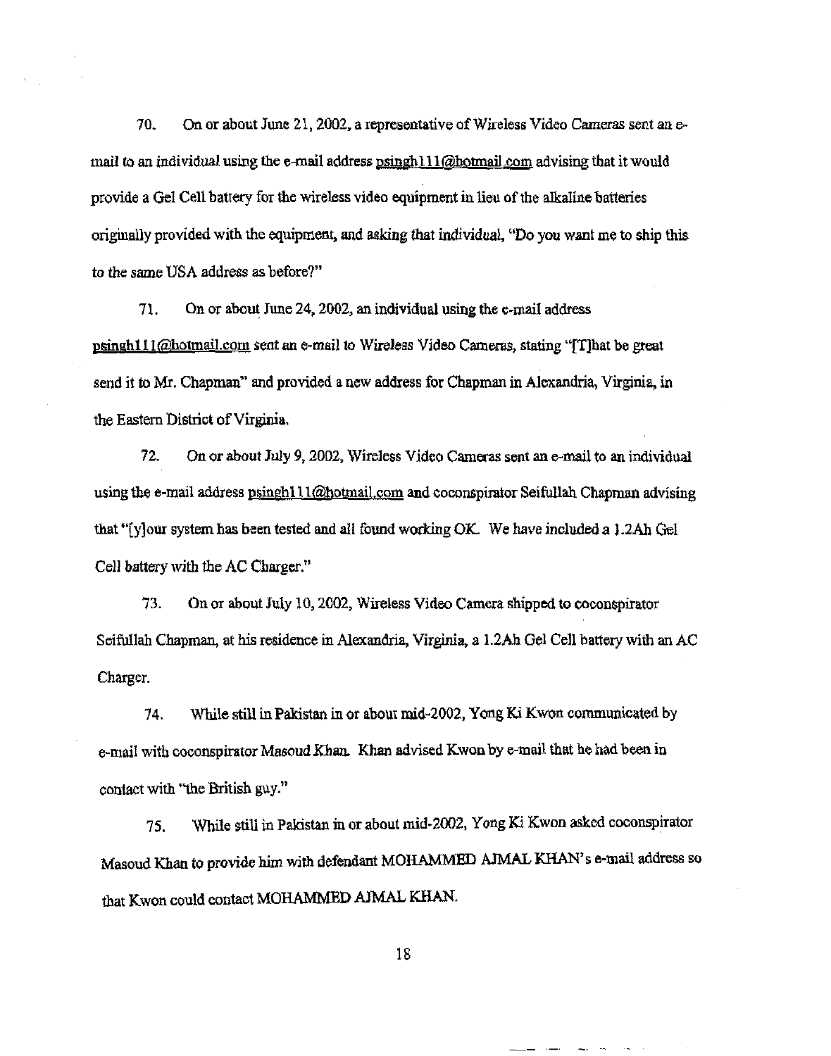70. On or about June 21, 2002, a representative of Wireless Video Cameras sent an e-mail to an individual using the e-mail address psingh111@hotmail.com advising that it would provide a Gel Cell battery for the wireless video equipment in lieu of the alkaline batteries originally provided with the equipment, and asking that individual, "Do you want me to ship this to the same USA address as before?"

71. On or about June 24, 2002, an individual using the e-mail address psingh111@hotmail.com sent an e-mail to Wireless Video Cameras, stating "[T]hat be great send it to Mr. Chapman" and provided a new address for Chapman in Alexandria, Virginia, in the Eastern District of Virginia.

72. On or about July 9, 2002, Wireless Video Cameras sent an e-mail to an individual using the e-mail address psingh111@hotmail.com and coconspirator Seifullah Chapman advising that "[y]our system has been tested and all found working OK. We have included a 1.2Ah Gel Cell battery with the AC Charger."

73. On or about July 10, 2002, Wireless Video Camera shipped to coconspirator Seifullah Chapman, at his residence in Alexandria, Virginia, a 1.2Ah Gel Cell battery with an AC Charger.

74. While still in Pakistan in or about mid-2002, Yong Ki Kwon communicated by e-mail with coconspirator Masoud Khan. Khan advised Kwon by e-mail that he had been in contact with "the British guy."

75. While still in Pakistan in or about mid-2002, Yong Ki Kwon asked coconspirator Masoud Khan to provide him with defendant MOHAMMED AJMAL KHAN's e-mail address so that Kwon could contact MOHAMMED AJMAL KHAN.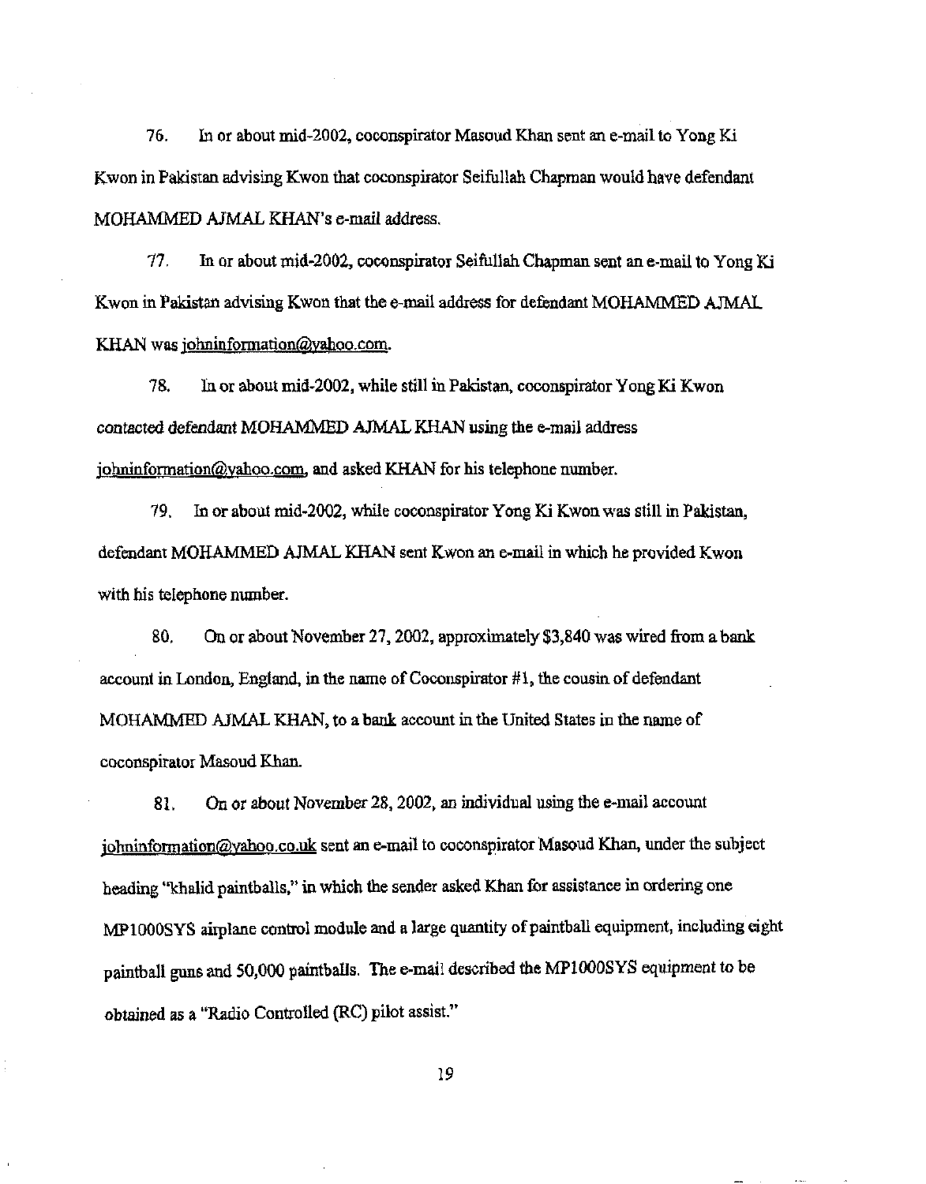76. In or about mid-2002, coconspirator Masoud Khan sent an e-mail to Yong Ki Kwon in Pakistan advising Kwon that coconspirator Seifullah Chapman would have defendant MOHAMMED AJMAL KHAN's e-mail address.

77. In or about mid-2002, coconspirator Seifullah Chapman sent an e-mail to Yong Ki Kwon in Pakistan advising Kwon that the e-mail address for defendant MOHAMMED AJMAL KHAN was johninformation@yahoo.com.

78. In or about mid-2002, while still in Pakistan, coconspirator Yong Ki Kwon contacted defendant MOHAMMED AJMAL KHAN using the e-mail address johninformation@yahoo.com, and asked KHAN for his telephone number.

79. In or about mid-2002, while coconspirator Yong Ki Kwon was still in Pakistan, defendant MOHAMMED AJMAL KHAN sent Kwon an e-mail in which he provided Kwon with his telephone number.

80. On or about November 27, 2002, approximately $3,840 was wired from a bank account in London, England, in the name of Coconspirator #1, the cousin of defendant MOHAMMED AJMAL KHAN, to a bank account in the United States in the name of coconspirator Masoud Khan.

81. On or about November 28, 2002, an individual using the e-mail account johninformation@yahoo.co.uk sent an e-mail to coconspirator Masoud Khan, under the subject heading "khalid paintballs," in which the sender asked Khan for assistance in ordering one MP1000SYS airplane control module and a large quantity of paintball equipment, including eight paintball guns and 50,000 paintballs. The e-mail described the MP1000SYS equipment to be obtained as a "Radio Controlled (RC) pilot assist."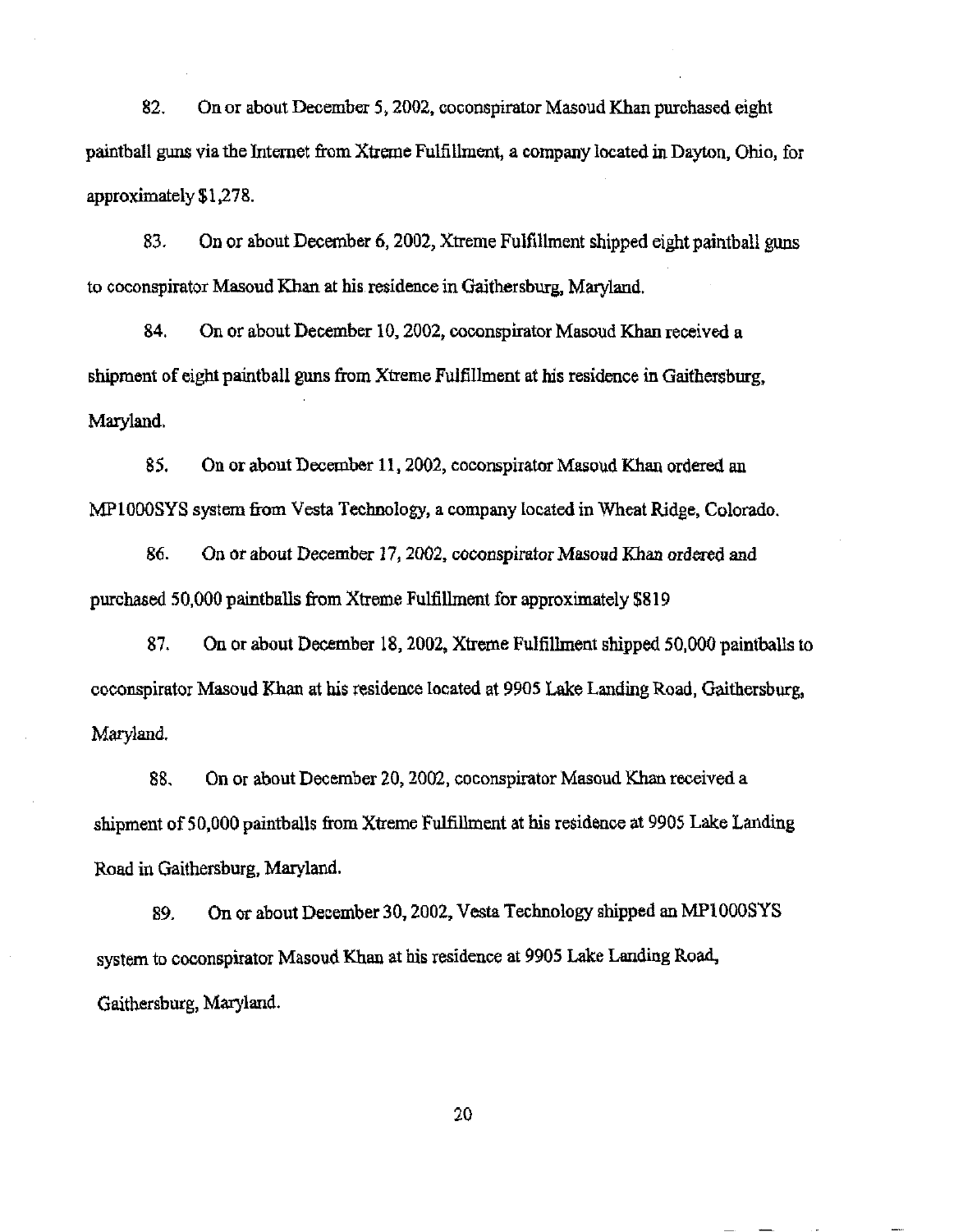82. On or about December 5, 2002, coconspirator Masoud Khan purchased eight paintball guns via the Internet from Xtreme Fulfillment, a company located in Dayton, Ohio, for approximately $1,278.

83. On or about December 6, 2002, Xtreme Fulfillment shipped eight paintball guns to coconspirator Masoud Khan at his residence in Gaithersburg, Maryland.

84. On or about December 10, 2002, coconspirator Masoud Khan received a shipment of eight paintball guns from Xtreme Fulfillment at his residence in Gaithersburg, Maryland.

85. On or about December 11, 2002, coconspirator Masoud Khan ordered an MP1000SYS system from Vesta Technology, a company located in Wheat Ridge, Colorado.

86. On or about December 17, 2002, coconspirator Masoud Khan ordered and purchased 50,000 paintballs from Xtreme Fulfillment for approximately $819

87. On or about December 18, 2002, Xtreme Fulfillment shipped 50,000 paintballs to coconspirator Masoud Khan at his residence located at 9905 Lake Landing Road, Gaithersburg, Maryland.

88. On or about December 20, 2002, coconspirator Masoud Khan received a shipment of 50,000 paintballs from Xtreme Fulfillment at his residence at 9905 Lake Landing Road in Gaithersburg, Maryland.

89. On or about December 30, 2002, Vesta Technology shipped an MP1000SYS system to coconspirator Masoud Khan at his residence at 9905 Lake Landing Road, Gaithersburg, Maryland.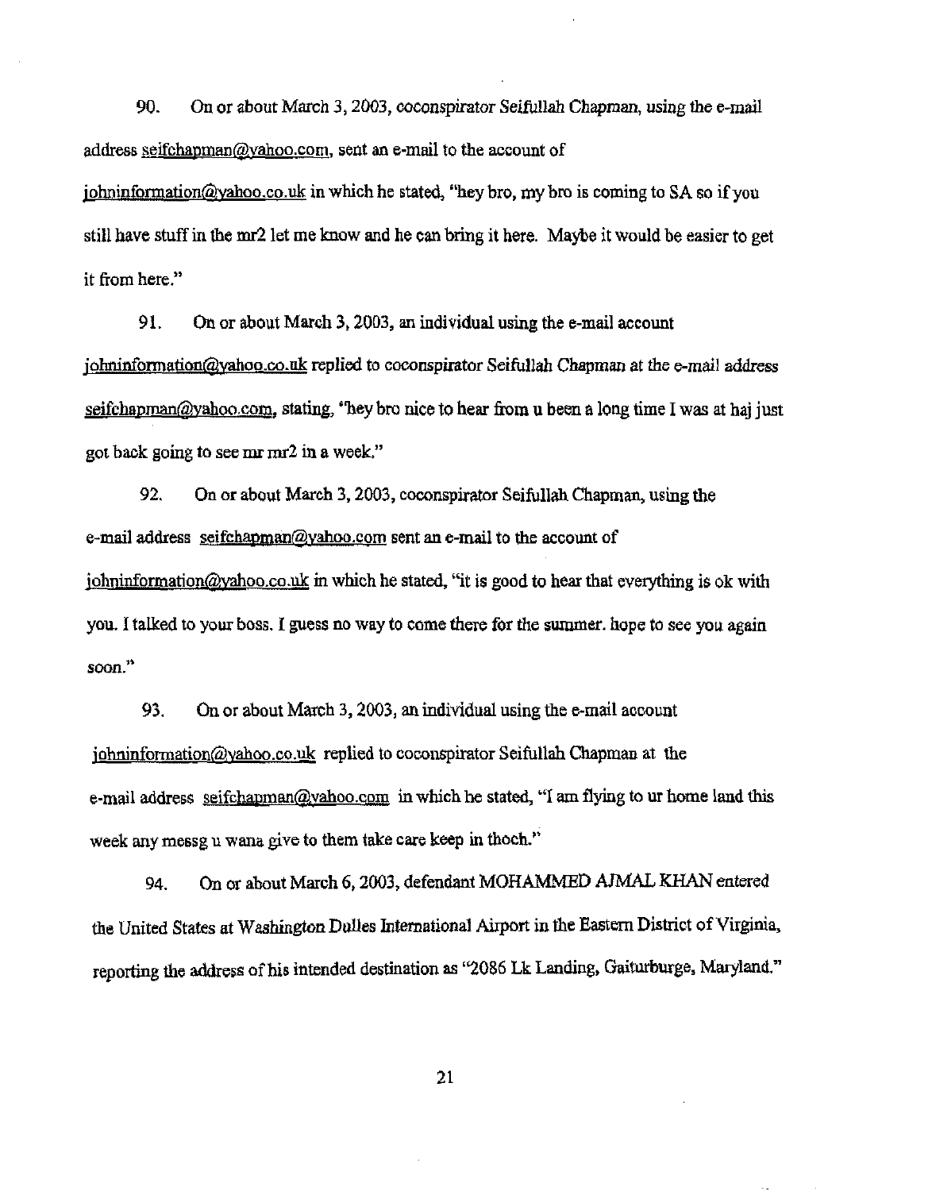90. On or about March 3, 2003, coconspirator Seifullah Chapman, using the e-mail address seifchapman@yahoo.com, sent an e-mail to the account of johninformation@yahoo.co.uk in which he stated, "hey bro, my bro is coming to SA so if you still have stuff in the mr2 let me know and he can bring it here. Maybe it would be easier to get it from here."

91. On or about March 3, 2003, an individual using the e-mail account johninformation@yahoo.co.uk replied to coconspirator Seifullah Chapman at the e-mail address seifchapman@yahoo.com, stating, "hey bro nice to hear from u been a long time I was at haj just got back going to see mr mr2 in a week."

92. On or about March 3, 2003, coconspirator Seifullah Chapman, using the e-mail address seifchapman@yahoo.com sent an e-mail to the account of johninformation@yahoo.co.uk in which he stated, "it is good to hear that everything is ok with you. I talked to your boss. I guess no way to come there for the summer. hope to see you again soon."

93. On or about March 3, 2003, an individual using the e-mail account johninformation@yahoo.co.uk replied to coconspirator Seifullah Chapman at the e-mail address seifchapman@yahoo.com in which he stated, "I am flying to ur home land this week any messg u wana give to them take care keep in thoch."

94. On or about March 6, 2003, defendant MOHAMMED AJMAL KHAN entered the United States at Washington Dulles International Airport in the Eastern District of Virginia, reporting the address of his intended destination as "2086 Lk Landing, Gaiturburge, Maryland."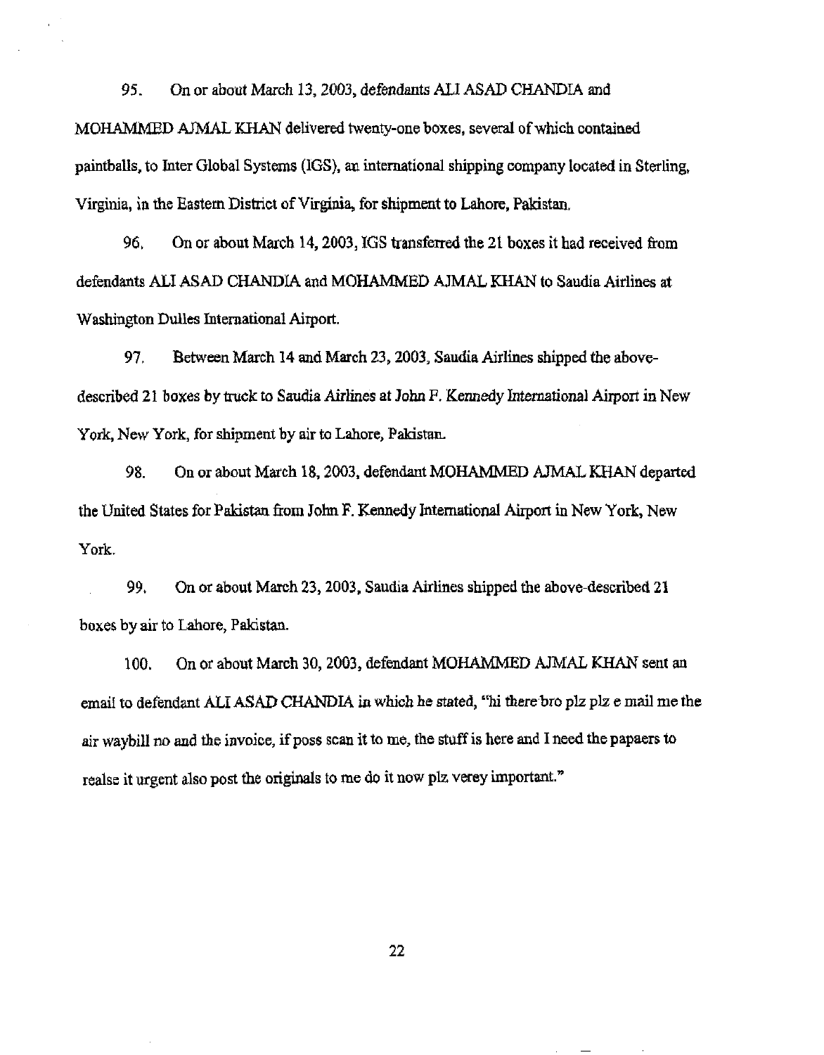95. On or about March 13, 2003, defendants ALI ASAD CHANDIA and MOHAMMED AJMAL KHAN delivered twenty-one boxes, several of which contained paintballs, to Inter Global Systems (IGS), an international shipping company located in Sterling, Virginia, in the Eastern District of Virginia, for shipment to Lahore, Pakistan.

96. On or about March 14, 2003, IGS transferred the 21 boxes it had received from defendants ALI ASAD CHANDIA and MOHAMMED AJMAL KHAN to Saudia Airlines at Washington Dulles International Airport.

97. Between March 14 and March 23, 2003, Saudia Airlines shipped the above-described 21 boxes by truck to Saudia Airlines at John F. Kennedy International Airport in New York, New York, for shipment by air to Lahore, Pakistan.

98. On or about March 18, 2003, defendant MOHAMMED AJMAL KHAN departed the United States for Pakistan from John F. Kennedy International Airport in New York, New York.

99. On or about March 23, 2003, Saudia Airlines shipped the above-described 21 boxes by air to Lahore, Pakistan.

100. On or about March 30, 2003, defendant MOHAMMED AJMAL KHAN sent an email to defendant ALI ASAD CHANDIA in which he stated, "hi there bro plz plz e mail me the air waybill no and the invoice, if poss scan it to me, the stuff is here and I need the papaers to realse it urgent also post the originals to me do it now plz verey important."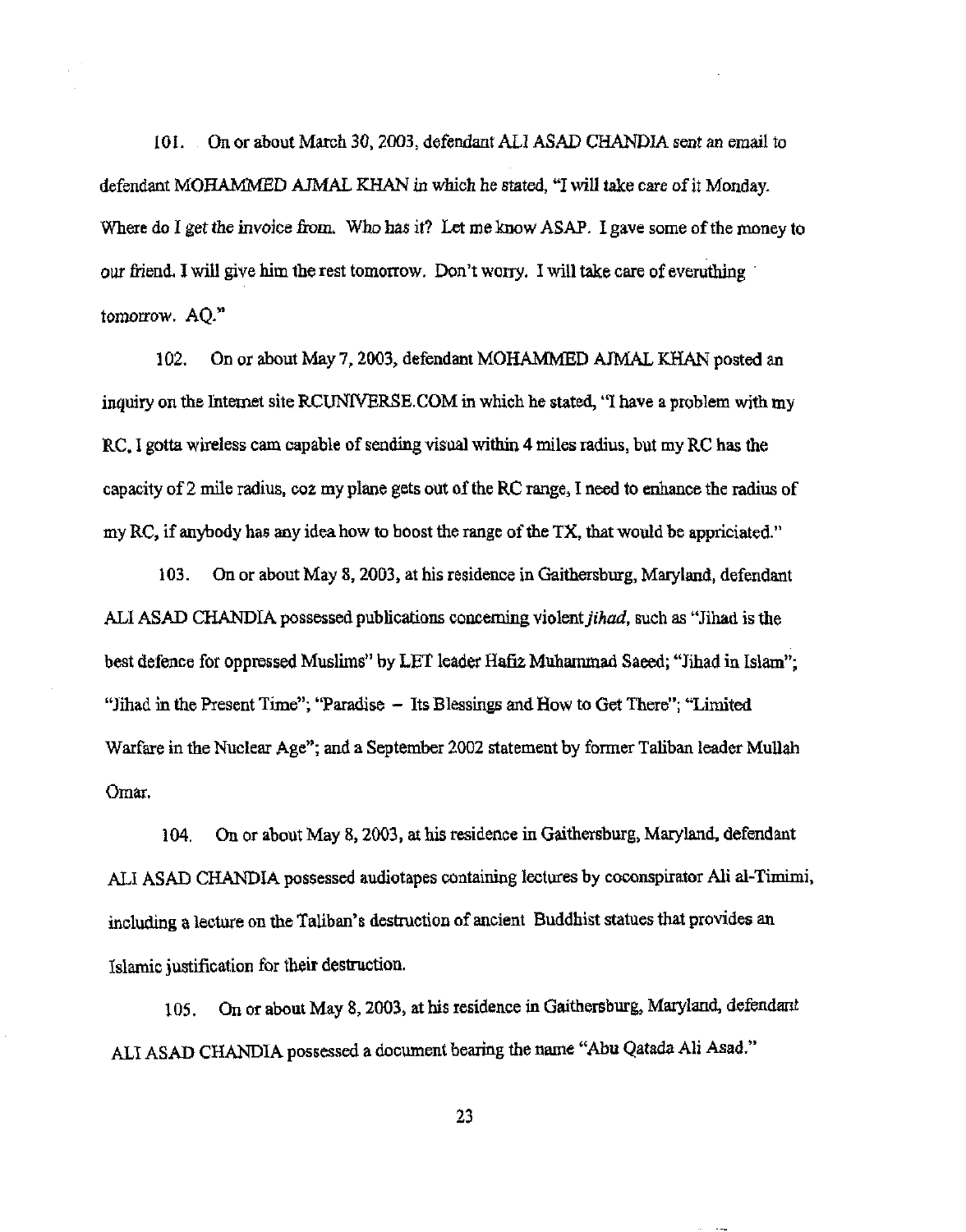101. On or about March 30, 2003, defendant ALI ASAD CHANDIA sent an email to defendant MOHAMMED AJMAL KHAN in which he stated, "I will take care of it Monday. Where do I get the invoice from. Who has it? Let me know ASAP. I gave some of the money to our friend. I will give him the rest tomorrow. Don't worry. I will take care of everuthing tomorrow. AQ."

102. On or about May 7, 2003, defendant MOHAMMED AJMAL KHAN posted an inquiry on the Internet site RCUNIVERSE.COM in which he stated, "I have a problem with my RC, I gotta wireless cam capable of sending visual within 4 miles radius, but my RC has the capacity of 2 mile radius, coz my plane gets out of the RC range, I need to enhance the radius of my RC, if anybody has any idea how to boost the range of the TX, that would be appriciated."

103. On or about May 8, 2003, at his residence in Gaithersburg, Maryland, defendant ALI ASAD CHANDIA possessed publications concerning violent *jihad*, such as "Jihad is the best defence for oppressed Muslims" by LET leader Hafiz Muhammad Saeed; "Jihad in Islam"; "Jihad in the Present Time"; "Paradise – Its Blessings and How to Get There"; "Limited Warfare in the Nuclear Age"; and a September 2002 statement by former Taliban leader Mullah Omar.

104. On or about May 8, 2003, at his residence in Gaithersburg, Maryland, defendant ALI ASAD CHANDIA possessed audiotapes containing lectures by coconspirator Ali al-Timimi, including a lecture on the Taliban's destruction of ancient Buddhist statues that provides an Islamic justification for their destruction.

105. On or about May 8, 2003, at his residence in Gaithersburg, Maryland, defendant ALI ASAD CHANDIA possessed a document bearing the name "Abu Qatada Ali Asad."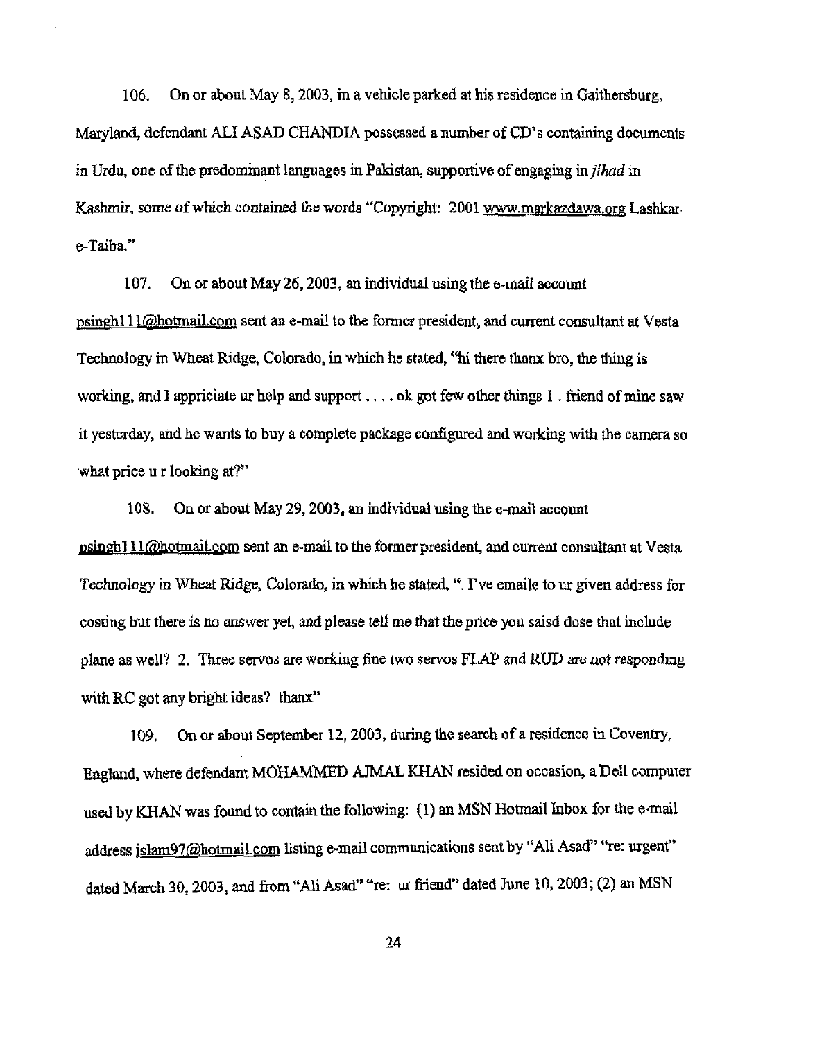106. On or about May 8, 2003, in a vehicle parked at his residence in Gaithersburg, Maryland, defendant ALI ASAD CHANDIA possessed a number of CD's containing documents in Urdu, one of the predominant languages in Pakistan, supportive of engaging in *jihad* in Kashmir, some of which contained the words "Copyright: 2001 www.markazdawa.org Lashkar-e-Taiba."

107. On or about May 26, 2003, an individual using the e-mail account psingh111@hotmail.com sent an e-mail to the former president, and current consultant at Vesta Technology in Wheat Ridge, Colorado, in which he stated, "hi there thanx bro, the thing is working, and I appriciate ur help and support . . . . ok got few other things 1 . friend of mine saw it yesterday, and he wants to buy a complete package configured and working with the camera so what price u r looking at?"

108. On or about May 29, 2003, an individual using the e-mail account psingh111@hotmail.com sent an e-mail to the former president, and current consultant at Vesta Technology in Wheat Ridge, Colorado, in which he stated, ". I've emaile to ur given address for costing but there is no answer yet, and please tell me that the price you saisd dose that include plane as well? 2. Three servos are working fine two servos FLAP and RUD are not responding with RC got any bright ideas? thanx"

109. On or about September 12, 2003, during the search of a residence in Coventry, England, where defendant MOHAMMED AJMAL KHAN resided on occasion, a Dell computer used by KHAN was found to contain the following: (1) an MSN Hotmail Inbox for the e-mail address islam97@hotmail.com listing e-mail communications sent by "Ali Asad" "re: urgent" dated March 30, 2003, and from "Ali Asad" "re: ur friend" dated June 10, 2003; (2) an MSN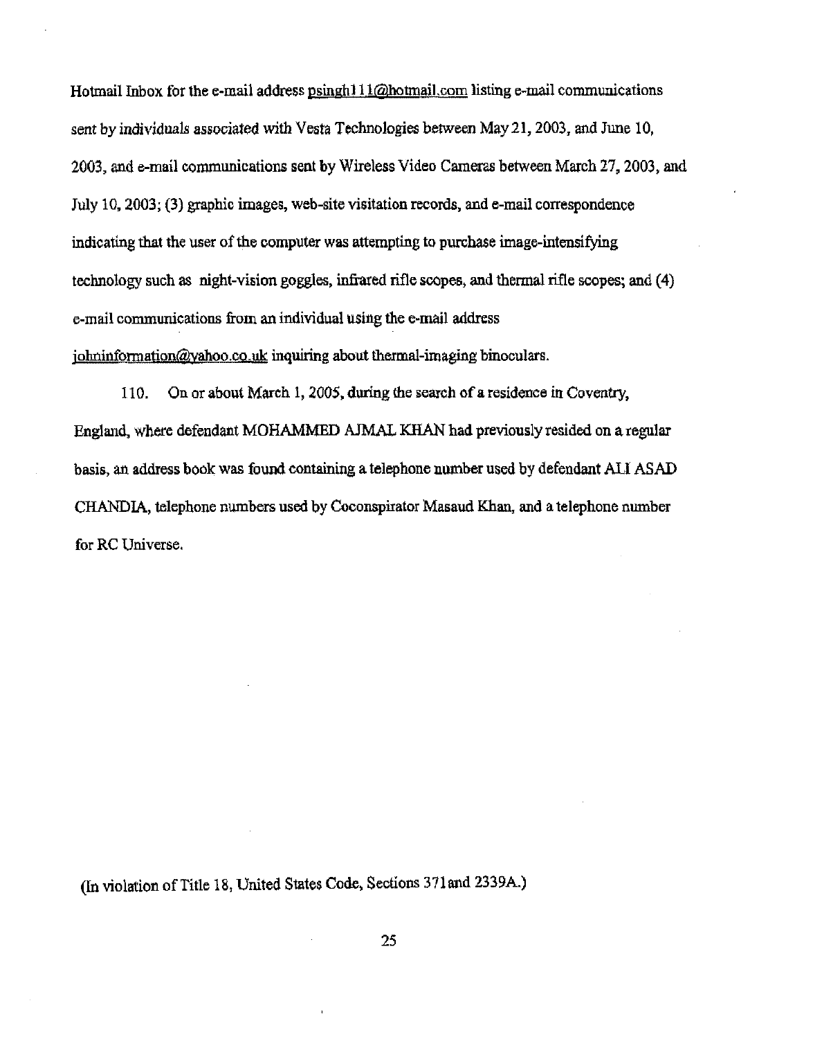Hotmail Inbox for the e-mail address psingh111@hotmail.com listing e-mail communications sent by individuals associated with Vesta Technologies between May 21, 2003, and June 10, 2003, and e-mail communications sent by Wireless Video Cameras between March 27, 2003, and July 10, 2003; (3) graphic images, web-site visitation records, and e-mail correspondence indicating that the user of the computer was attempting to purchase image-intensifying technology such as night-vision goggles, infrared rifle scopes, and thermal rifle scopes; and (4) e-mail communications from an individual using the e-mail address johninformation@yahoo.co.uk inquiring about thermal-imaging binoculars.

110. On or about March 1, 2005, during the search of a residence in Coventry, England, where defendant MOHAMMED AJMAL KHAN had previously resided on a regular basis, an address book was found containing a telephone number used by defendant ALI ASAD CHANDIA, telephone numbers used by Coconspirator Masaud Khan, and a telephone number for RC Universe.

(In violation of Title 18, United States Code, Sections 371and 2339A.)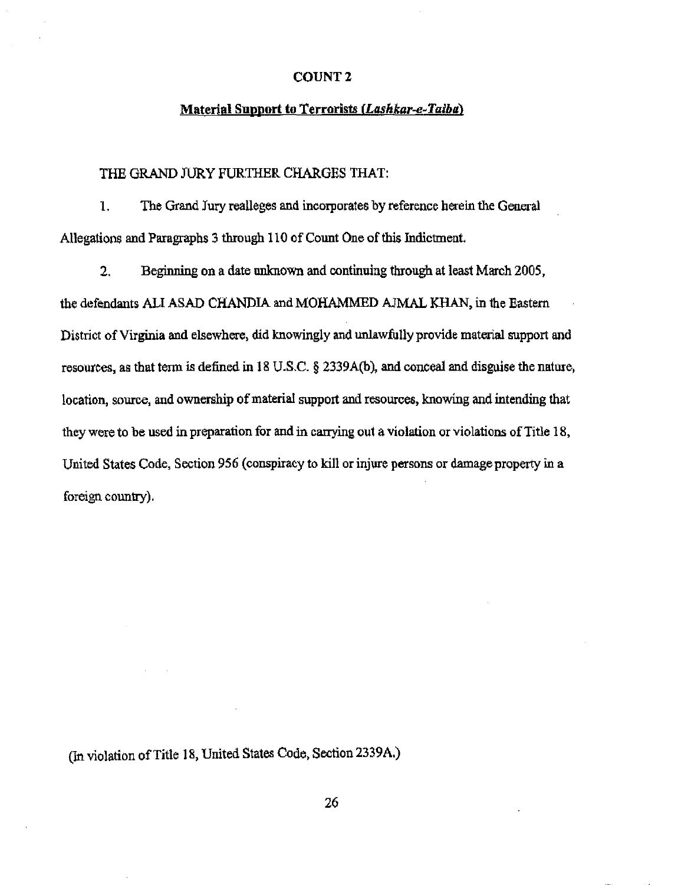## COUNT 2

**Material Support to Terrorists (*Lashkar-e-Taiba*)**

THE GRAND JURY FURTHER CHARGES THAT:

1. The Grand Jury realleges and incorporates by reference herein the General Allegations and Paragraphs 3 through 110 of Count One of this Indictment.

2. Beginning on a date unknown and continuing through at least March 2005, the defendants ALI ASAD CHANDIA and MOHAMMED AJMAL KHAN, in the Eastern District of Virginia and elsewhere, did knowingly and unlawfully provide material support and resources, as that term is defined in 18 U.S.C. § 2339A(b), and conceal and disguise the nature, location, source, and ownership of material support and resources, knowing and intending that they were to be used in preparation for and in carrying out a violation or violations of Title 18, United States Code, Section 956 (conspiracy to kill or injure persons or damage property in a foreign country).

(In violation of Title 18, United States Code, Section 2339A.)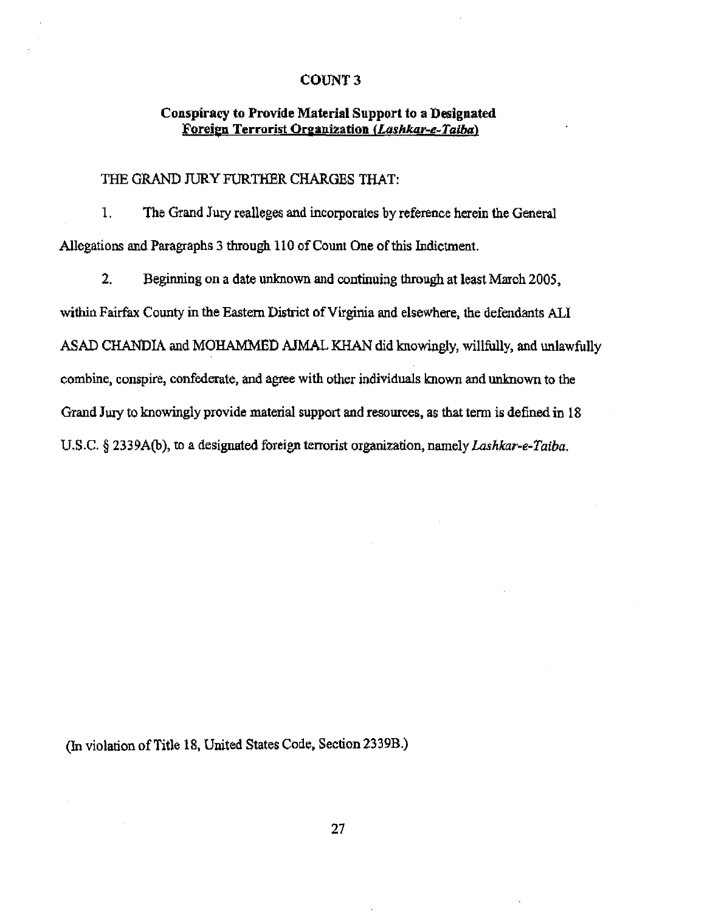## COUNT 3

### Conspiracy to Provide Material Support to a Designated Foreign Terrorist Organization (*Lashkar-e-Taiba*)

THE GRAND JURY FURTHER CHARGES THAT:

1. The Grand Jury realleges and incorporates by reference herein the General Allegations and Paragraphs 3 through 110 of Count One of this Indictment.

2. Beginning on a date unknown and continuing through at least March 2005, within Fairfax County in the Eastern District of Virginia and elsewhere, the defendants ALI ASAD CHANDIA and MOHAMMED AJMAL KHAN did knowingly, willfully, and unlawfully combine, conspire, confederate, and agree with other individuals known and unknown to the Grand Jury to knowingly provide material support and resources, as that term is defined in 18 U.S.C. § 2339A(b), to a designated foreign terrorist organization, namely *Lashkar-e-Taiba*.

(In violation of Title 18, United States Code, Section 2339B.)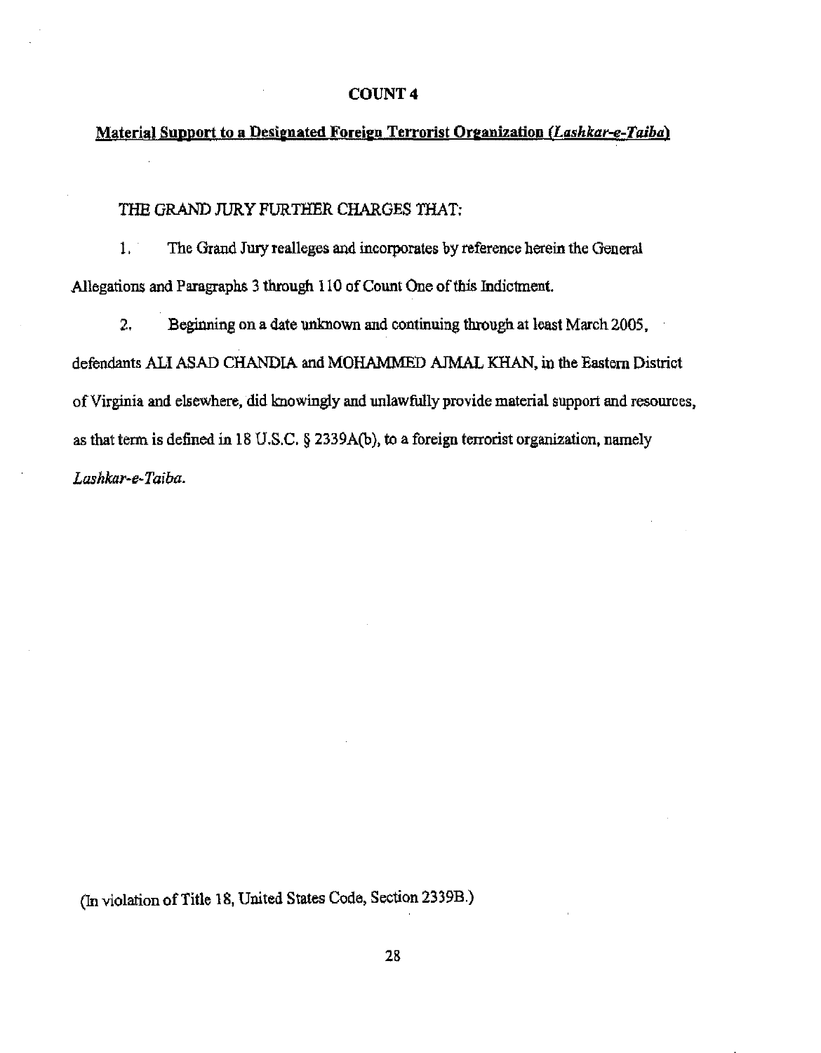# COUNT 4

**Material Support to a Designated Foreign Terrorist Organization (*Lashkar-e-Taiba*)**

THE GRAND JURY FURTHER CHARGES THAT:

1. The Grand Jury realleges and incorporates by reference herein the General Allegations and Paragraphs 3 through 110 of Count One of this Indictment.

2. Beginning on a date unknown and continuing through at least March 2005, defendants ALI ASAD CHANDIA and MOHAMMED AJMAL KHAN, in the Eastern District of Virginia and elsewhere, did knowingly and unlawfully provide material support and resources, as that term is defined in 18 U.S.C. § 2339A(b), to a foreign terrorist organization, namely *Lashkar-e-Taiba*.

(In violation of Title 18, United States Code, Section 2339B.)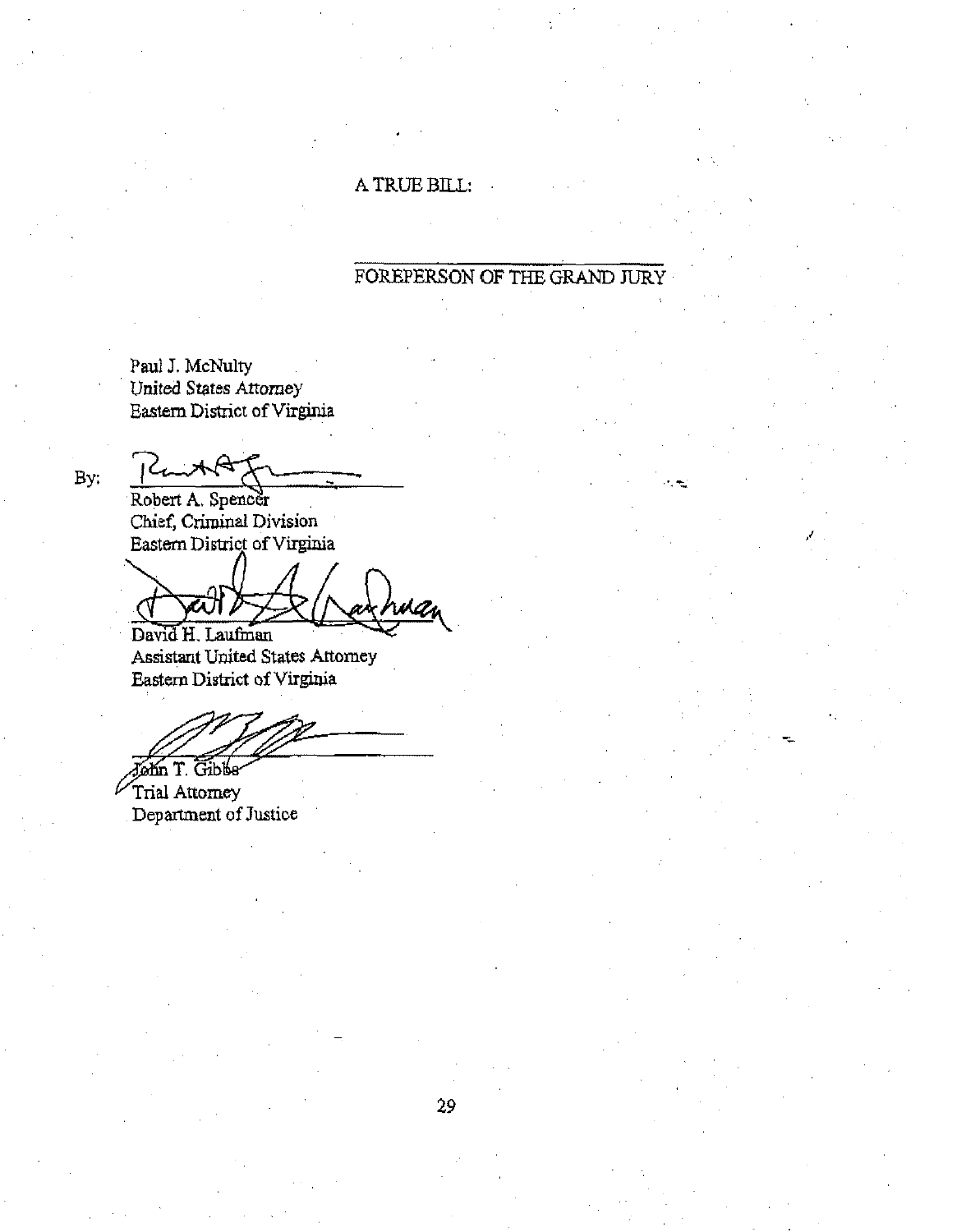A TRUE BILL:

______________________________
FOREPERSON OF THE GRAND JURY

Paul J. McNulty
United States Attorney
Eastern District of Virginia

By: ______________________________
Robert A. Spencer
Chief, Criminal Division
Eastern District of Virginia

______________________________
David H. Laufman
Assistant United States Attorney
Eastern District of Virginia

______________________________
John T. Gibbs
Trial Attorney
Department of Justice